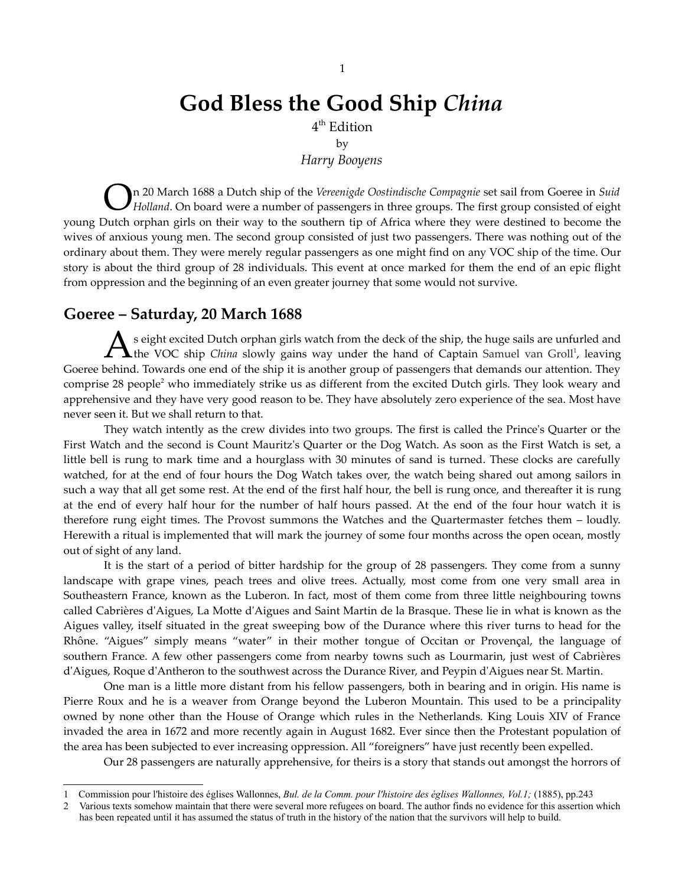# God Bless the Good Ship *China*

4th Edition

by

*Harry Booyens*

On 20 March 1688 a Dutch ship of the *Vereenigde Oostindische Compagnie* set sail from Goeree in *Suid Holland*. On board were a number of passengers in three groups. The first group consisted of eight young Dutch orphan girls on their way to the southern tip of Africa where they were destined to become the wives of anxious young men. The second group consisted of just two passengers. There was nothing out of the ordinary about them. They were merely regular passengers as one might find on any VOC ship of the time. Our story is about the third group of 28 individuals. This event at once marked for them the end of an epic flight from oppression and the beginning of an even greater journey that some would not survive.

## Goeree – Saturday, 20 March 1688

As eight excited Dutch orphan girls watch from the deck of the ship, the huge sails are unfurled and the VOC ship *China* slowly gains way under the hand of Captain Samuel van Groll[1], leaving Goeree behind. Towards one end of the ship it is another group of passengers that demands our attention. They comprise 28 people[2] who immediately strike us as different from the excited Dutch girls. They look weary and apprehensive and they have very good reason to be. They have absolutely zero experience of the sea. Most have never seen it. But we shall return to that.

They watch intently as the crew divides into two groups. The first is called the Prince's Quarter or the First Watch and the second is Count Mauritz's Quarter or the Dog Watch. As soon as the First Watch is set, a little bell is rung to mark time and a hourglass with 30 minutes of sand is turned. These clocks are carefully watched, for at the end of four hours the Dog Watch takes over, the watch being shared out among sailors in such a way that all get some rest. At the end of the first half hour, the bell is rung once, and thereafter it is rung at the end of every half hour for the number of half hours passed. At the end of the four hour watch it is therefore rung eight times. The Provost summons the Watches and the Quartermaster fetches them – loudly. Herewith a ritual is implemented that will mark the journey of some four months across the open ocean, mostly out of sight of any land.

It is the start of a period of bitter hardship for the group of 28 passengers. They come from a sunny landscape with grape vines, peach trees and olive trees. Actually, most come from one very small area in Southeastern France, known as the Luberon. In fact, most of them come from three little neighbouring towns called Cabrières d'Aigues, La Motte d'Aigues and Saint Martin de la Brasque. These lie in what is known as the Aigues valley, itself situated in the great sweeping bow of the Durance where this river turns to head for the Rhône. "Aigues" simply means "water" in their mother tongue of Occitan or Provençal, the language of southern France. A few other passengers come from nearby towns such as Lourmarin, just west of Cabrières d'Aigues, Roque d'Antheron to the southwest across the Durance River, and Peypin d'Aigues near St. Martin.

One man is a little more distant from his fellow passengers, both in bearing and in origin. His name is Pierre Roux and he is a weaver from Orange beyond the Luberon Mountain. This used to be a principality owned by none other than the House of Orange which rules in the Netherlands. King Louis XIV of France invaded the area in 1672 and more recently again in August 1682. Ever since then the Protestant population of the area has been subjected to ever increasing oppression. All "foreigners" have just recently been expelled.

Our 28 passengers are naturally apprehensive, for theirs is a story that stands out amongst the horrors of

---

1 Commission pour l'histoire des églises Wallonnes, *Bul. de la Comm. pour l'histoire des églises Wallonnes, Vol.1;* (1885), pp.243

2 Various texts somehow maintain that there were several more refugees on board. The author finds no evidence for this assertion which has been repeated until it has assumed the status of truth in the history of the nation that the survivors will help to build.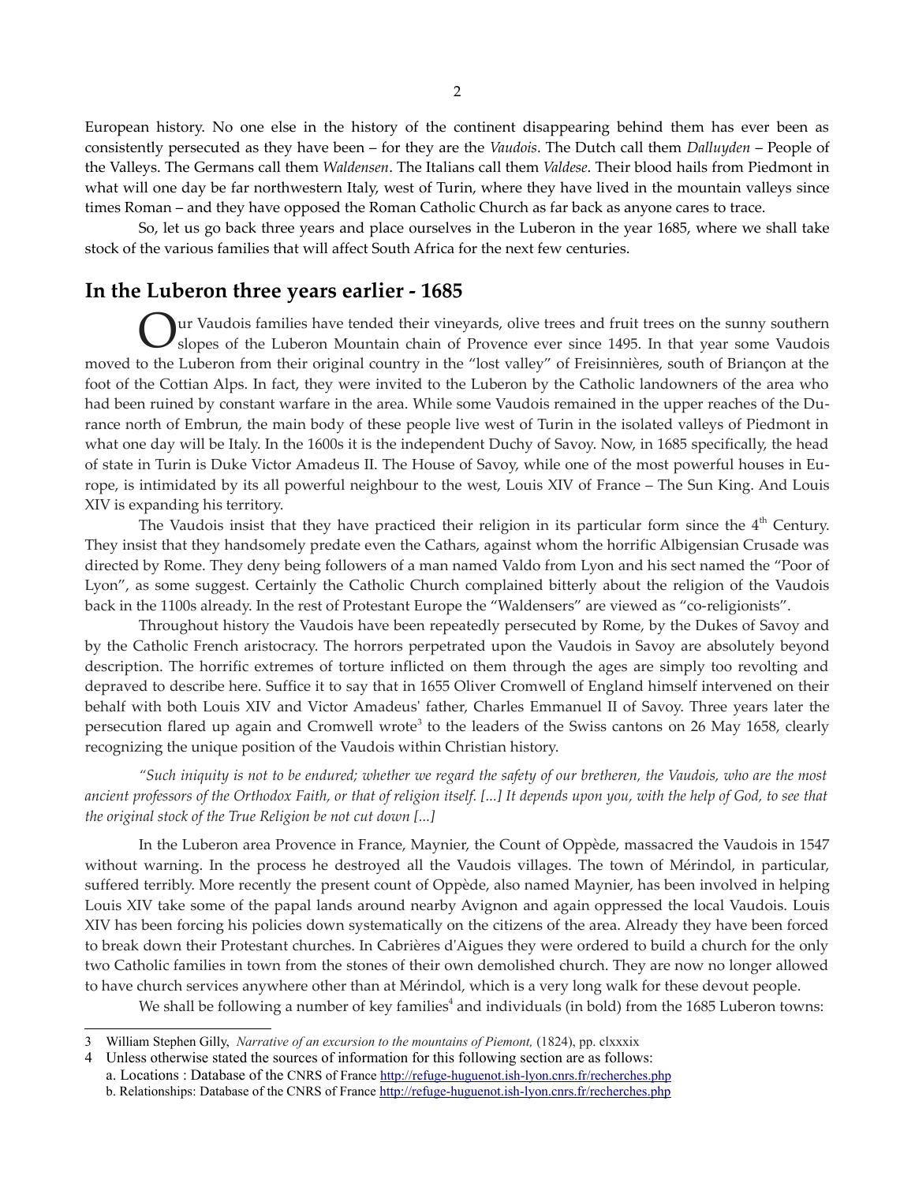European history. No one else in the history of the continent disappearing behind them has ever been as consistently persecuted as they have been – for they are the *Vaudois*. The Dutch call them *Dalluyden* – People of the Valleys. The Germans call them *Waldensen*. The Italians call them *Valdese*. Their blood hails from Piedmont in what will one day be far northwestern Italy, west of Turin, where they have lived in the mountain valleys since times Roman – and they have opposed the Roman Catholic Church as far back as anyone cares to trace.

So, let us go back three years and place ourselves in the Luberon in the year 1685, where we shall take stock of the various families that will affect South Africa for the next few centuries.

## In the Luberon three years earlier - 1685

Our Vaudois families have tended their vineyards, olive trees and fruit trees on the sunny southern slopes of the Luberon Mountain chain of Provence ever since 1495. In that year some Vaudois moved to the Luberon from their original country in the "lost valley" of Freisinnières, south of Briançon at the foot of the Cottian Alps. In fact, they were invited to the Luberon by the Catholic landowners of the area who had been ruined by constant warfare in the area. While some Vaudois remained in the upper reaches of the Durance north of Embrun, the main body of these people live west of Turin in the isolated valleys of Piedmont in what one day will be Italy. In the 1600s it is the independent Duchy of Savoy. Now, in 1685 specifically, the head of state in Turin is Duke Victor Amadeus II. The House of Savoy, while one of the most powerful houses in Europe, is intimidated by its all powerful neighbour to the west, Louis XIV of France – The Sun King. And Louis XIV is expanding his territory.

The Vaudois insist that they have practiced their religion in its particular form since the 4th Century. They insist that they handsomely predate even the Cathars, against whom the horrific Albigensian Crusade was directed by Rome. They deny being followers of a man named Valdo from Lyon and his sect named the "Poor of Lyon", as some suggest. Certainly the Catholic Church complained bitterly about the religion of the Vaudois back in the 1100s already. In the rest of Protestant Europe the "Waldensers" are viewed as "co-religionists".

Throughout history the Vaudois have been repeatedly persecuted by Rome, by the Dukes of Savoy and by the Catholic French aristocracy. The horrors perpetrated upon the Vaudois in Savoy are absolutely beyond description. The horrific extremes of torture inflicted on them through the ages are simply too revolting and depraved to describe here. Suffice it to say that in 1655 Oliver Cromwell of England himself intervened on their behalf with both Louis XIV and Victor Amadeus' father, Charles Emmanuel II of Savoy. Three years later the persecution flared up again and Cromwell wrote[3] to the leaders of the Swiss cantons on 26 May 1658, clearly recognizing the unique position of the Vaudois within Christian history.

*"Such iniquity is not to be endured; whether we regard the safety of our bretheren, the Vaudois, who are the most ancient professors of the Orthodox Faith, or that of religion itself. [...] It depends upon you, with the help of God, to see that the original stock of the True Religion be not cut down [...]*

In the Luberon area Provence in France, Maynier, the Count of Oppède, massacred the Vaudois in 1547 without warning. In the process he destroyed all the Vaudois villages. The town of Mérindol, in particular, suffered terribly. More recently the present count of Oppède, also named Maynier, has been involved in helping Louis XIV take some of the papal lands around nearby Avignon and again oppressed the local Vaudois. Louis XIV has been forcing his policies down systematically on the citizens of the area. Already they have been forced to break down their Protestant churches. In Cabrières d'Aigues they were ordered to build a church for the only two Catholic families in town from the stones of their own demolished church. They are now no longer allowed to have church services anywhere other than at Mérindol, which is a very long walk for these devout people.

We shall be following a number of key families[4] and individuals (in bold) from the 1685 Luberon towns:

---

3 William Stephen Gilly, *Narrative of an excursion to the mountains of Piemont,* (1824), pp. clxxxix

4 Unless otherwise stated the sources of information for this following section are as follows:
a. Locations : Database of the CNRS of France http://refuge-huguenot.ish-lyon.cnrs.fr/recherches.php
b. Relationships: Database of the CNRS of France http://refuge-huguenot.ish-lyon.cnrs.fr/recherches.php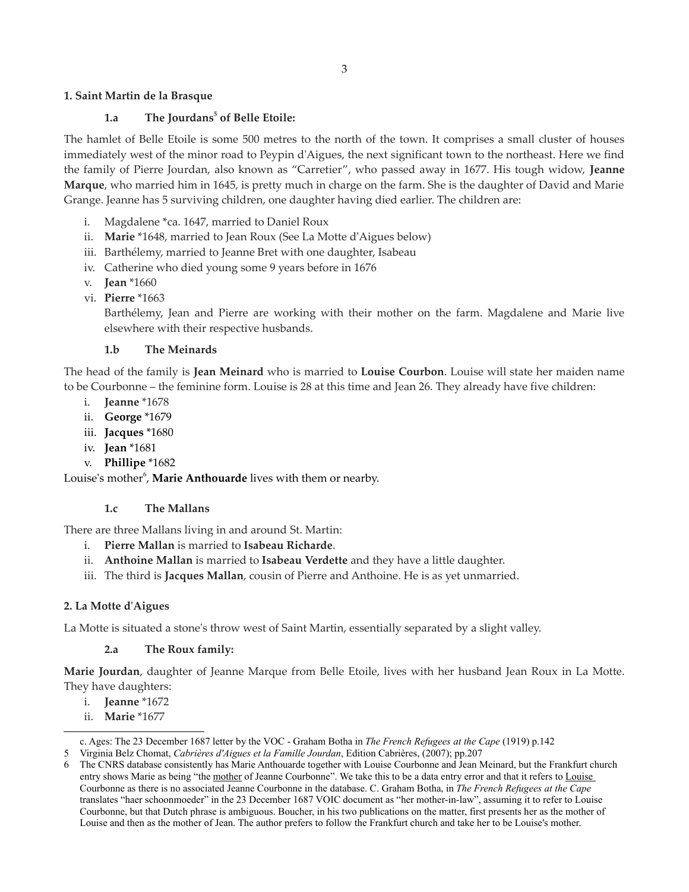## 1. Saint Martin de la Brasque

### 1.a The Jourdans[5] of Belle Etoile:

The hamlet of Belle Etoile is some 500 metres to the north of the town. It comprises a small cluster of houses immediately west of the minor road to Peypin d'Aigues, the next significant town to the northeast. Here we find the family of Pierre Jourdan, also known as "Carretier", who passed away in 1677. His tough widow, **Jeanne Marque**, who married him in 1645, is pretty much in charge on the farm. She is the daughter of David and Marie Grange. Jeanne has 5 surviving children, one daughter having died earlier. The children are:

i. Magdalene *ca. 1647, married to Daniel Roux
ii. **Marie** *1648, married to Jean Roux (See La Motte d'Aigues below)
iii. Barthélemy, married to Jeanne Bret with one daughter, Isabeau
iv. Catherine who died young some 9 years before in 1676
v. **Jean** *1660
vi. **Pierre** *1663

Barthélemy, Jean and Pierre are working with their mother on the farm. Magdalene and Marie live elsewhere with their respective husbands.

### 1.b The Meinards

The head of the family is **Jean Meinard** who is married to **Louise Courbon**. Louise will state her maiden name to be Courbonne – the feminine form. Louise is 28 at this time and Jean 26. They already have five children:

i. **Jeanne** *1678
ii. **George** *1679
iii. **Jacques** *1680
iv. **Jean** *1681
v. **Phillipe** *1682

Louise's mother[6], **Marie Anthouarde** lives with them or nearby.

### 1.c The Mallans

There are three Mallans living in and around St. Martin:

i. **Pierre Mallan** is married to **Isabeau Richarde**.
ii. **Anthoine Mallan** is married to **Isabeau Verdette** and they have a little daughter.
iii. The third is **Jacques Mallan**, cousin of Pierre and Anthoine. He is as yet unmarried.

## 2. La Motte d'Aigues

La Motte is situated a stone's throw west of Saint Martin, essentially separated by a slight valley.

### 2.a The Roux family:

**Marie Jourdan**, daughter of Jeanne Marque from Belle Etoile, lives with her husband Jean Roux in La Motte. They have daughters:

i. **Jeanne** *1672
ii. **Marie** *1677

---

c. Ages: The 23 December 1687 letter by the VOC - Graham Botha in *The French Refugees at the Cape* (1919) p.142

5 Virginia Belz Chomat, *Cabrières d'Aigues et la Famille Jourdan*, Edition Cabrières, (2007); pp.207

6 The CNRS database consistently has Marie Anthouarde together with Louise Courbonne and Jean Meinard, but the Frankfurt church entry shows Marie as being "the mother of Jeanne Courbonne". We take this to be a data entry error and that it refers to Louise Courbonne as there is no associated Jeanne Courbonne in the database. C. Graham Botha, in *The French Refugees at the Cape* translates "haer schoonmoeder" in the 23 December 1687 VOIC document as "her mother-in-law", assuming it to refer to Louise Courbonne, but that Dutch phrase is ambiguous. Boucher, in his two publications on the matter, first presents her as the mother of Louise and then as the mother of Jean. The author prefers to follow the Frankfurt church and take her to be Louise's mother.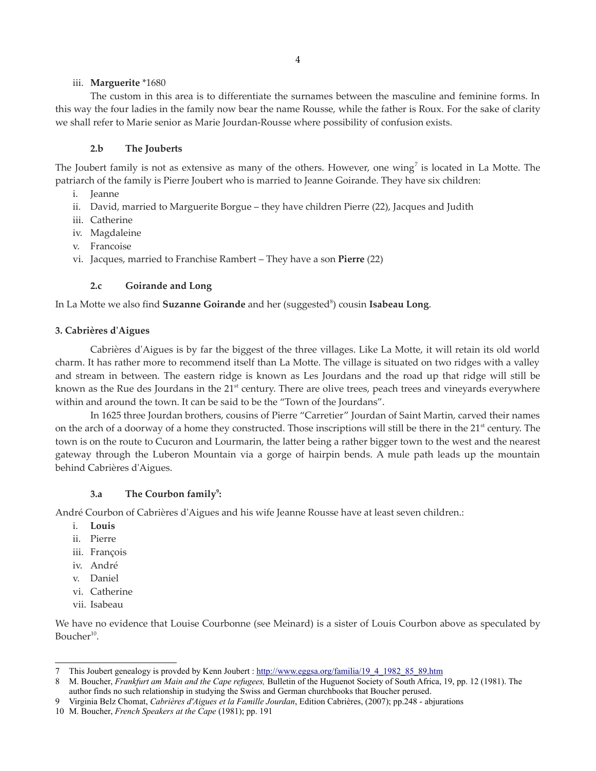iii. **Marguerite** *1680

The custom in this area is to differentiate the surnames between the masculine and feminine forms. In this way the four ladies in the family now bear the name Rousse, while the father is Roux. For the sake of clarity we shall refer to Marie senior as Marie Jourdan-Rousse where possibility of confusion exists.

### 2.b The Jouberts

The Joubert family is not as extensive as many of the others. However, one wing[7] is located in La Motte. The patriarch of the family is Pierre Joubert who is married to Jeanne Goirande. They have six children:

i. Jeanne
ii. David, married to Marguerite Borgue – they have children Pierre (22), Jacques and Judith
iii. Catherine
iv. Magdaleine
v. Francoise
vi. Jacques, married to Franchise Rambert – They have a son **Pierre** (22)

### 2.c Goirande and Long

In La Motte we also find **Suzanne Goirande** and her (suggested[8]) cousin **Isabeau Long**.

## 3. Cabrières d'Aigues

Cabrières d'Aigues is by far the biggest of the three villages. Like La Motte, it will retain its old world charm. It has rather more to recommend itself than La Motte. The village is situated on two ridges with a valley and stream in between. The eastern ridge is known as Les Jourdans and the road up that ridge will still be known as the Rue des Jourdans in the 21st century. There are olive trees, peach trees and vineyards everywhere within and around the town. It can be said to be the "Town of the Jourdans".

In 1625 three Jourdan brothers, cousins of Pierre "Carretier" Jourdan of Saint Martin, carved their names on the arch of a doorway of a home they constructed. Those inscriptions will still be there in the 21st century. The town is on the route to Cucuron and Lourmarin, the latter being a rather bigger town to the west and the nearest gateway through the Luberon Mountain via a gorge of hairpin bends. A mule path leads up the mountain behind Cabrières d'Aigues.

### 3.a The Courbon family[9]:

André Courbon of Cabrières d'Aigues and his wife Jeanne Rousse have at least seven children.:

i. **Louis**
ii. Pierre
iii. François
iv. André
v. Daniel
vi. Catherine
vii. Isabeau

We have no evidence that Louise Courbonne (see Meinard) is a sister of Louis Courbon above as speculated by Boucher[10].

---

7 This Joubert genealogy is provded by Kenn Joubert : http://www.eggsa.org/familia/19_4_1982_85_89.htm

8 M. Boucher, *Frankfurt am Main and the Cape refugees,* Bulletin of the Huguenot Society of South Africa, 19, pp. 12 (1981). The author finds no such relationship in studying the Swiss and German churchbooks that Boucher perused.

9 Virginia Belz Chomat, *Cabrières d'Aigues et la Famille Jourdan*, Edition Cabrières, (2007); pp.248 - abjurations

10 M. Boucher, *French Speakers at the Cape* (1981); pp. 191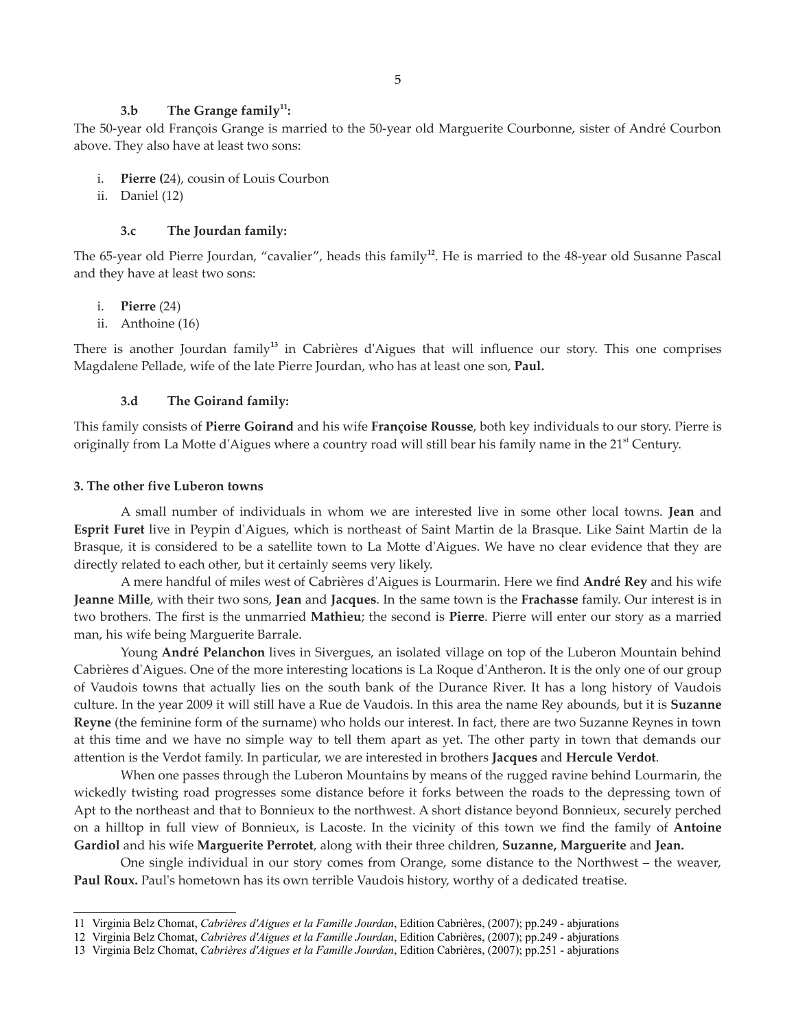### 3.b The Grange family[11]:

The 50-year old François Grange is married to the 50-year old Marguerite Courbonne, sister of André Courbon above. They also have at least two sons:

i. **Pierre (**24), cousin of Louis Courbon
ii. Daniel (12)

### 3.c The Jourdan family:

The 65-year old Pierre Jourdan, "cavalier", heads this family[12]. He is married to the 48-year old Susanne Pascal and they have at least two sons:

i. **Pierre** (24)
ii. Anthoine (16)

There is another Jourdan family[13] in Cabrières d'Aigues that will influence our story. This one comprises Magdalene Pellade, wife of the late Pierre Jourdan, who has at least one son, **Paul.**

### 3.d The Goirand family:

This family consists of **Pierre Goirand** and his wife **Françoise Rousse**, both key individuals to our story. Pierre is originally from La Motte d'Aigues where a country road will still bear his family name in the 21st Century.

#### 3. The other five Luberon towns

A small number of individuals in whom we are interested live in some other local towns. **Jean** and **Esprit Furet** live in Peypin d'Aigues, which is northeast of Saint Martin de la Brasque. Like Saint Martin de la Brasque, it is considered to be a satellite town to La Motte d'Aigues. We have no clear evidence that they are directly related to each other, but it certainly seems very likely.

A mere handful of miles west of Cabrières d'Aigues is Lourmarin. Here we find **André Rey** and his wife **Jeanne Mille**, with their two sons, **Jean** and **Jacques**. In the same town is the **Frachasse** family. Our interest is in two brothers. The first is the unmarried **Mathieu**; the second is **Pierre**. Pierre will enter our story as a married man, his wife being Marguerite Barrale.

Young **André Pelanchon** lives in Sivergues, an isolated village on top of the Luberon Mountain behind Cabrières d'Aigues. One of the more interesting locations is La Roque d'Antheron. It is the only one of our group of Vaudois towns that actually lies on the south bank of the Durance River. It has a long history of Vaudois culture. In the year 2009 it will still have a Rue de Vaudois. In this area the name Rey abounds, but it is **Suzanne Reyne** (the feminine form of the surname) who holds our interest. In fact, there are two Suzanne Reynes in town at this time and we have no simple way to tell them apart as yet. The other party in town that demands our attention is the Verdot family. In particular, we are interested in brothers **Jacques** and **Hercule Verdot**.

When one passes through the Luberon Mountains by means of the rugged ravine behind Lourmarin, the wickedly twisting road progresses some distance before it forks between the roads to the depressing town of Apt to the northeast and that to Bonnieux to the northwest. A short distance beyond Bonnieux, securely perched on a hilltop in full view of Bonnieux, is Lacoste. In the vicinity of this town we find the family of **Antoine Gardiol** and his wife **Marguerite Perrotet**, along with their three children, **Suzanne, Marguerite** and **Jean.**

One single individual in our story comes from Orange, some distance to the Northwest – the weaver, **Paul Roux.** Paul's hometown has its own terrible Vaudois history, worthy of a dedicated treatise.

---

11 Virginia Belz Chomat, *Cabrières d'Aigues et la Famille Jourdan*, Edition Cabrières, (2007); pp.249 - abjurations
12 Virginia Belz Chomat, *Cabrières d'Aigues et la Famille Jourdan*, Edition Cabrières, (2007); pp.249 - abjurations
13 Virginia Belz Chomat, *Cabrières d'Aigues et la Famille Jourdan*, Edition Cabrières, (2007); pp.251 - abjurations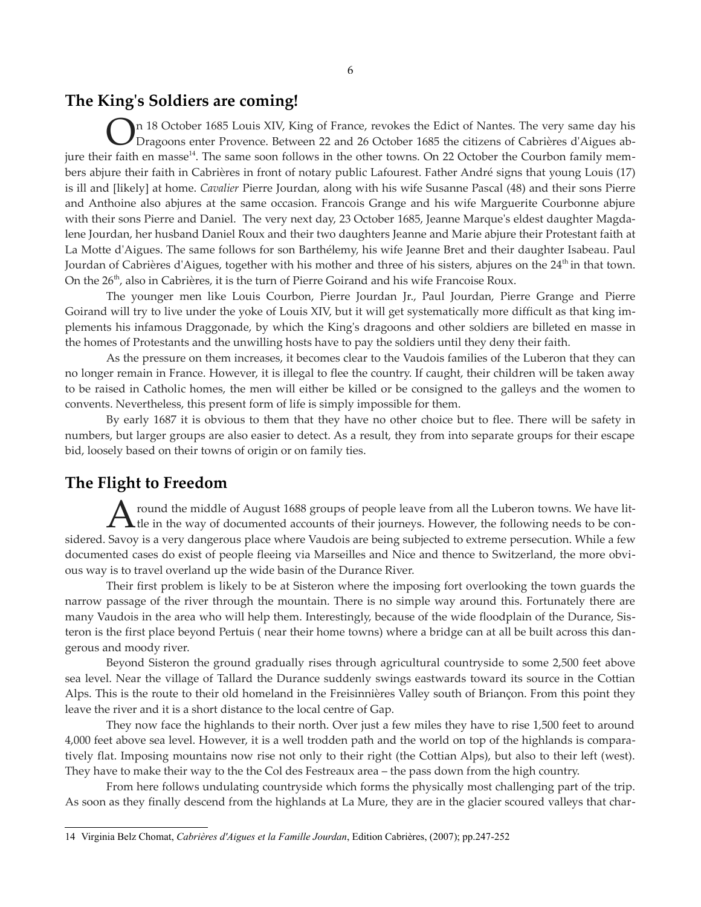## The King's Soldiers are coming!

On 18 October 1685 Louis XIV, King of France, revokes the Edict of Nantes. The very same day his Dragoons enter Provence. Between 22 and 26 October 1685 the citizens of Cabrières d'Aigues abjure their faith en masse[14]. The same soon follows in the other towns. On 22 October the Courbon family members abjure their faith in Cabrières in front of notary public Lafourest. Father André signs that young Louis (17) is ill and [likely] at home. *Cavalier* Pierre Jourdan, along with his wife Susanne Pascal (48) and their sons Pierre and Anthoine also abjures at the same occasion. Francois Grange and his wife Marguerite Courbonne abjure with their sons Pierre and Daniel. The very next day, 23 October 1685, Jeanne Marque's eldest daughter Magdalene Jourdan, her husband Daniel Roux and their two daughters Jeanne and Marie abjure their Protestant faith at La Motte d'Aigues. The same follows for son Barthélemy, his wife Jeanne Bret and their daughter Isabeau. Paul Jourdan of Cabrières d'Aigues, together with his mother and three of his sisters, abjures on the 24th in that town. On the 26th, also in Cabrières, it is the turn of Pierre Goirand and his wife Francoise Roux.

The younger men like Louis Courbon, Pierre Jourdan Jr., Paul Jourdan, Pierre Grange and Pierre Goirand will try to live under the yoke of Louis XIV, but it will get systematically more difficult as that king implements his infamous Draggonade, by which the King's dragoons and other soldiers are billeted en masse in the homes of Protestants and the unwilling hosts have to pay the soldiers until they deny their faith.

As the pressure on them increases, it becomes clear to the Vaudois families of the Luberon that they can no longer remain in France. However, it is illegal to flee the country. If caught, their children will be taken away to be raised in Catholic homes, the men will either be killed or be consigned to the galleys and the women to convents. Nevertheless, this present form of life is simply impossible for them.

By early 1687 it is obvious to them that they have no other choice but to flee. There will be safety in numbers, but larger groups are also easier to detect. As a result, they from into separate groups for their escape bid, loosely based on their towns of origin or on family ties.

## The Flight to Freedom

Around the middle of August 1688 groups of people leave from all the Luberon towns. We have little in the way of documented accounts of their journeys. However, the following needs to be considered. Savoy is a very dangerous place where Vaudois are being subjected to extreme persecution. While a few documented cases do exist of people fleeing via Marseilles and Nice and thence to Switzerland, the more obvious way is to travel overland up the wide basin of the Durance River.

Their first problem is likely to be at Sisteron where the imposing fort overlooking the town guards the narrow passage of the river through the mountain. There is no simple way around this. Fortunately there are many Vaudois in the area who will help them. Interestingly, because of the wide floodplain of the Durance, Sisteron is the first place beyond Pertuis ( near their home towns) where a bridge can at all be built across this dangerous and moody river.

Beyond Sisteron the ground gradually rises through agricultural countryside to some 2,500 feet above sea level. Near the village of Tallard the Durance suddenly swings eastwards toward its source in the Cottian Alps. This is the route to their old homeland in the Freisinnières Valley south of Briançon. From this point they leave the river and it is a short distance to the local centre of Gap.

They now face the highlands to their north. Over just a few miles they have to rise 1,500 feet to around 4,000 feet above sea level. However, it is a well trodden path and the world on top of the highlands is comparatively flat. Imposing mountains now rise not only to their right (the Cottian Alps), but also to their left (west). They have to make their way to the the Col des Festreaux area – the pass down from the high country.

From here follows undulating countryside which forms the physically most challenging part of the trip. As soon as they finally descend from the highlands at La Mure, they are in the glacier scoured valleys that char-

---

14 Virginia Belz Chomat, *Cabrières d'Aigues et la Famille Jourdan*, Edition Cabrières, (2007); pp.247-252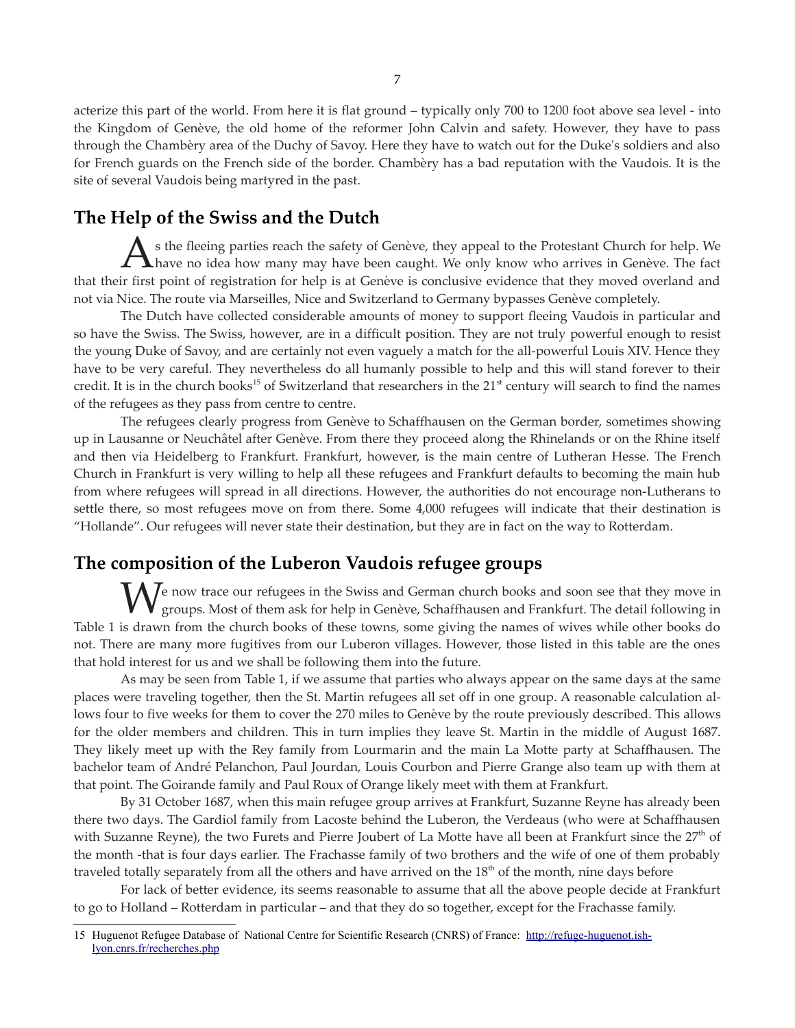acterize this part of the world. From here it is flat ground – typically only 700 to 1200 foot above sea level - into the Kingdom of Genève, the old home of the reformer John Calvin and safety. However, they have to pass through the Chambèry area of the Duchy of Savoy. Here they have to watch out for the Duke's soldiers and also for French guards on the French side of the border. Chambèry has a bad reputation with the Vaudois. It is the site of several Vaudois being martyred in the past.

## The Help of the Swiss and the Dutch

As the fleeing parties reach the safety of Genève, they appeal to the Protestant Church for help. We have no idea how many may have been caught. We only know who arrives in Genève. The fact that their first point of registration for help is at Genève is conclusive evidence that they moved overland and not via Nice. The route via Marseilles, Nice and Switzerland to Germany bypasses Genève completely.

The Dutch have collected considerable amounts of money to support fleeing Vaudois in particular and so have the Swiss. The Swiss, however, are in a difficult position. They are not truly powerful enough to resist the young Duke of Savoy, and are certainly not even vaguely a match for the all-powerful Louis XIV. Hence they have to be very careful. They nevertheless do all humanly possible to help and this will stand forever to their credit. It is in the church books[15] of Switzerland that researchers in the 21st century will search to find the names of the refugees as they pass from centre to centre.

The refugees clearly progress from Genève to Schaffhausen on the German border, sometimes showing up in Lausanne or Neuchâtel after Genève. From there they proceed along the Rhinelands or on the Rhine itself and then via Heidelberg to Frankfurt. Frankfurt, however, is the main centre of Lutheran Hesse. The French Church in Frankfurt is very willing to help all these refugees and Frankfurt defaults to becoming the main hub from where refugees will spread in all directions. However, the authorities do not encourage non-Lutherans to settle there, so most refugees move on from there. Some 4,000 refugees will indicate that their destination is "Hollande". Our refugees will never state their destination, but they are in fact on the way to Rotterdam.

## The composition of the Luberon Vaudois refugee groups

We now trace our refugees in the Swiss and German church books and soon see that they move in groups. Most of them ask for help in Genève, Schaffhausen and Frankfurt. The detail following in Table 1 is drawn from the church books of these towns, some giving the names of wives while other books do not. There are many more fugitives from our Luberon villages. However, those listed in this table are the ones that hold interest for us and we shall be following them into the future.

As may be seen from Table 1, if we assume that parties who always appear on the same days at the same places were traveling together, then the St. Martin refugees all set off in one group. A reasonable calculation allows four to five weeks for them to cover the 270 miles to Genève by the route previously described. This allows for the older members and children. This in turn implies they leave St. Martin in the middle of August 1687. They likely meet up with the Rey family from Lourmarin and the main La Motte party at Schaffhausen. The bachelor team of André Pelanchon, Paul Jourdan, Louis Courbon and Pierre Grange also team up with them at that point. The Goirande family and Paul Roux of Orange likely meet with them at Frankfurt.

By 31 October 1687, when this main refugee group arrives at Frankfurt, Suzanne Reyne has already been there two days. The Gardiol family from Lacoste behind the Luberon, the Verdeaus (who were at Schaffhausen with Suzanne Reyne), the two Furets and Pierre Joubert of La Motte have all been at Frankfurt since the 27th of the month -that is four days earlier. The Frachasse family of two brothers and the wife of one of them probably traveled totally separately from all the others and have arrived on the 18th of the month, nine days before

For lack of better evidence, its seems reasonable to assume that all the above people decide at Frankfurt to go to Holland – Rotterdam in particular – and that they do so together, except for the Frachasse family.

---

15 Huguenot Refugee Database of National Centre for Scientific Research (CNRS) of France: http://refuge-huguenot.ish-lyon.cnrs.fr/recherches.php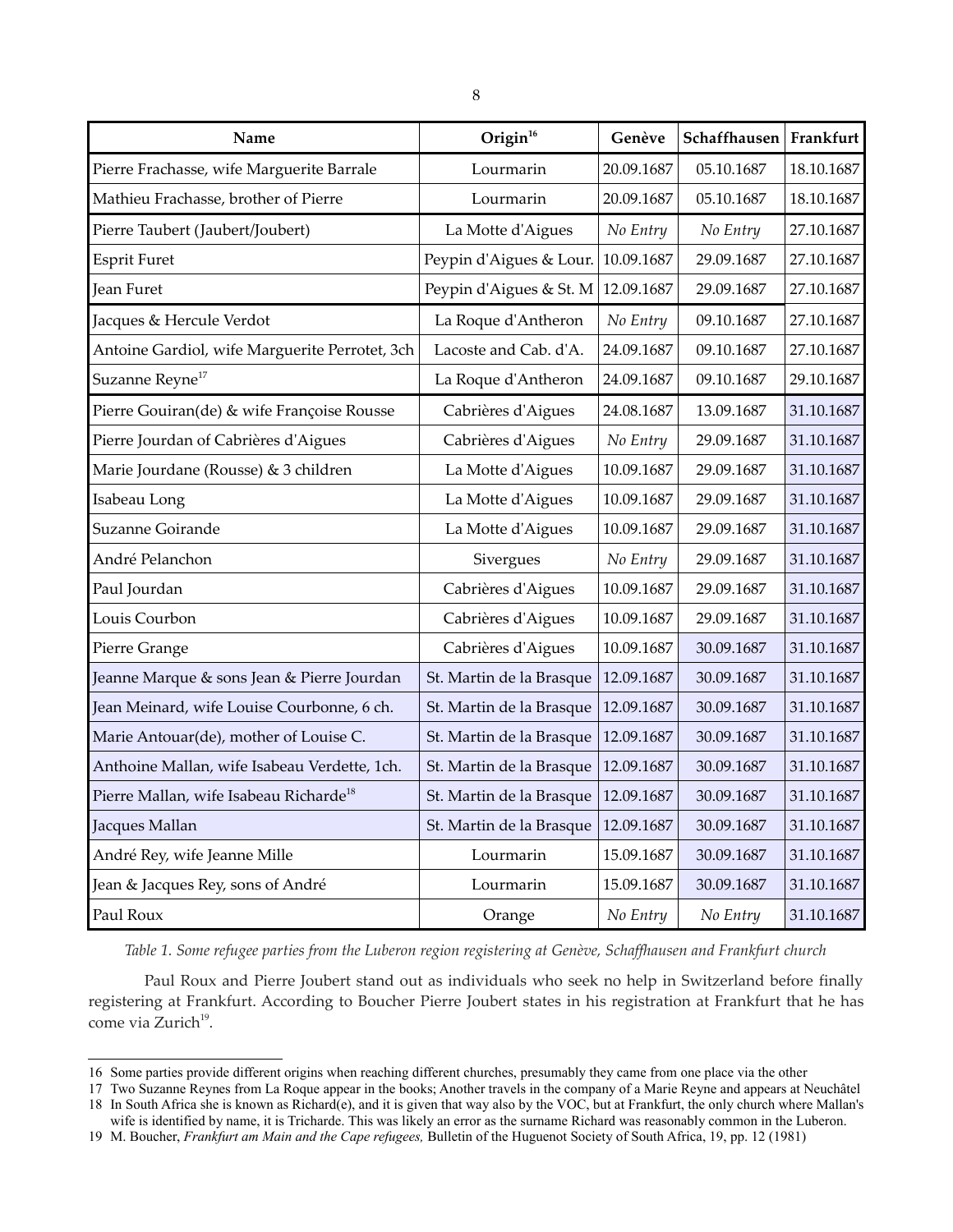| Name | Origin[16] | Genève | Schaffhausen | Frankfurt |
|---|---|---|---|---|
| Pierre Frachasse, wife Marguerite Barrale | Lourmarin | 20.09.1687 | 05.10.1687 | 18.10.1687 |
| Mathieu Frachasse, brother of Pierre | Lourmarin | 20.09.1687 | 05.10.1687 | 18.10.1687 |
| Pierre Taubert (Jaubert/Joubert) | La Motte d'Aigues | *No Entry* | *No Entry* | 27.10.1687 |
| Esprit Furet | Peypin d'Aigues & Lour. | 10.09.1687 | 29.09.1687 | 27.10.1687 |
| Jean Furet | Peypin d'Aigues & St. M | 12.09.1687 | 29.09.1687 | 27.10.1687 |
| Jacques & Hercule Verdot | La Roque d'Antheron | *No Entry* | 09.10.1687 | 27.10.1687 |
| Antoine Gardiol, wife Marguerite Perrotet, 3ch | Lacoste and Cab. d'A. | 24.09.1687 | 09.10.1687 | 27.10.1687 |
| Suzanne Reyne[17] | La Roque d'Antheron | 24.09.1687 | 09.10.1687 | 29.10.1687 |
| Pierre Gouiran(de) & wife Françoise Rousse | Cabrières d'Aigues | 24.08.1687 | 13.09.1687 | 31.10.1687 |
| Pierre Jourdan of Cabrières d'Aigues | Cabrières d'Aigues | *No Entry* | 29.09.1687 | 31.10.1687 |
| Marie Jourdane (Rousse) & 3 children | La Motte d'Aigues | 10.09.1687 | 29.09.1687 | 31.10.1687 |
| Isabeau Long | La Motte d'Aigues | 10.09.1687 | 29.09.1687 | 31.10.1687 |
| Suzanne Goirande | La Motte d'Aigues | 10.09.1687 | 29.09.1687 | 31.10.1687 |
| André Pelanchon | Sivergues | *No Entry* | 29.09.1687 | 31.10.1687 |
| Paul Jourdan | Cabrières d'Aigues | 10.09.1687 | 29.09.1687 | 31.10.1687 |
| Louis Courbon | Cabrières d'Aigues | 10.09.1687 | 29.09.1687 | 31.10.1687 |
| Pierre Grange | Cabrières d'Aigues | 10.09.1687 | 30.09.1687 | 31.10.1687 |
| Jeanne Marque & sons Jean & Pierre Jourdan | St. Martin de la Brasque | 12.09.1687 | 30.09.1687 | 31.10.1687 |
| Jean Meinard, wife Louise Courbonne, 6 ch. | St. Martin de la Brasque | 12.09.1687 | 30.09.1687 | 31.10.1687 |
| Marie Antouar(de), mother of Louise C. | St. Martin de la Brasque | 12.09.1687 | 30.09.1687 | 31.10.1687 |
| Anthoine Mallan, wife Isabeau Verdette, 1ch. | St. Martin de la Brasque | 12.09.1687 | 30.09.1687 | 31.10.1687 |
| Pierre Mallan, wife Isabeau Richarde[18] | St. Martin de la Brasque | 12.09.1687 | 30.09.1687 | 31.10.1687 |
| Jacques Mallan | St. Martin de la Brasque | 12.09.1687 | 30.09.1687 | 31.10.1687 |
| André Rey, wife Jeanne Mille | Lourmarin | 15.09.1687 | 30.09.1687 | 31.10.1687 |
| Jean & Jacques Rey, sons of André | Lourmarin | 15.09.1687 | 30.09.1687 | 31.10.1687 |
| Paul Roux | Orange | *No Entry* | *No Entry* | 31.10.1687 |

*Table 1. Some refugee parties from the Luberon region registering at Genève, Schaffhausen and Frankfurt church*

Paul Roux and Pierre Joubert stand out as individuals who seek no help in Switzerland before finally registering at Frankfurt. According to Boucher Pierre Joubert states in his registration at Frankfurt that he has come via Zurich[19].

---

16 Some parties provide different origins when reaching different churches, presumably they came from one place via the other

17 Two Suzanne Reynes from La Roque appear in the books; Another travels in the company of a Marie Reyne and appears at Neuchâtel

18 In South Africa she is known as Richard(e), and it is given that way also by the VOC, but at Frankfurt, the only church where Mallan's wife is identified by name, it is Tricharde. This was likely an error as the surname Richard was reasonably common in the Luberon.

19 M. Boucher, *Frankfurt am Main and the Cape refugees,* Bulletin of the Huguenot Society of South Africa, 19, pp. 12 (1981)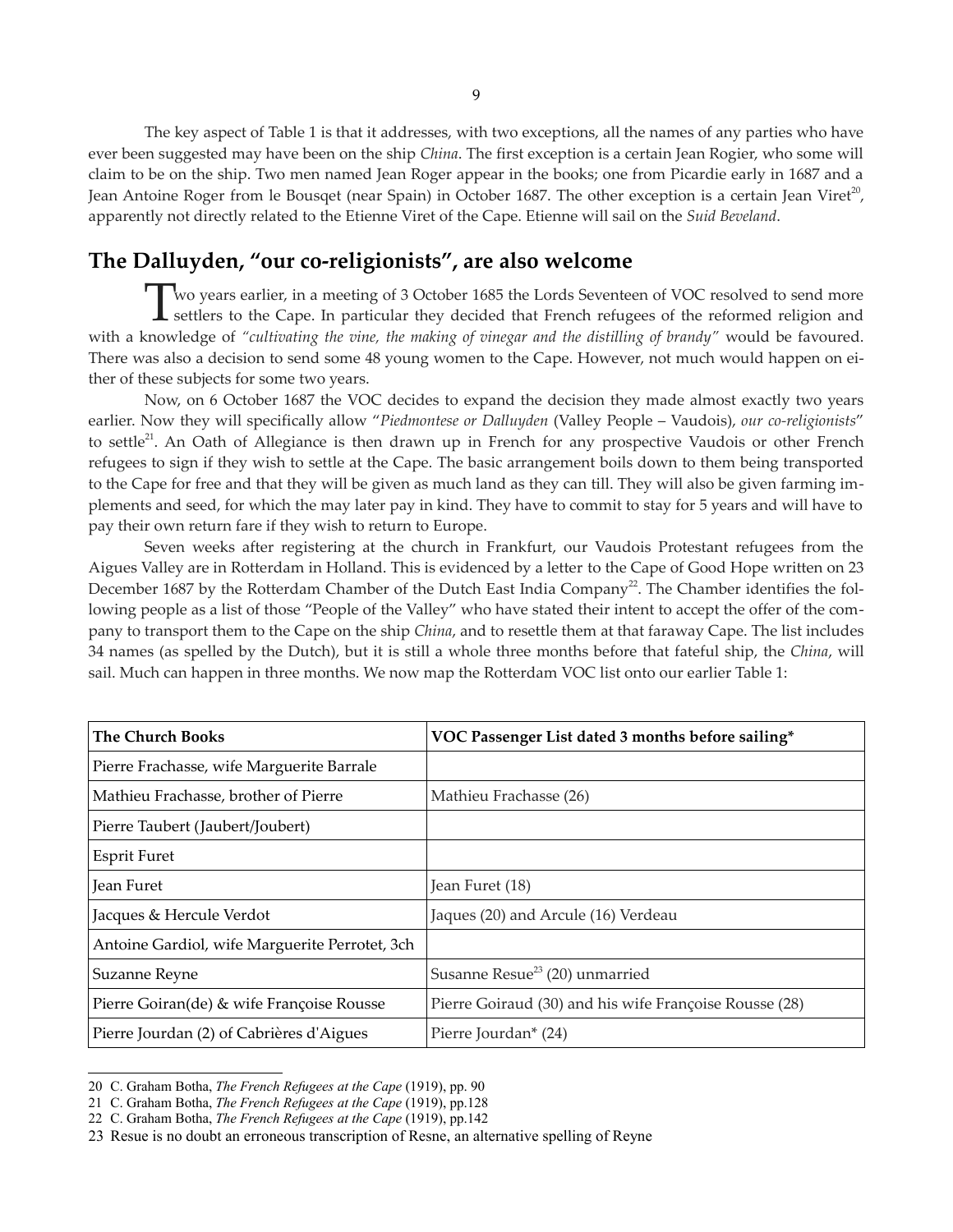The key aspect of Table 1 is that it addresses, with two exceptions, all the names of any parties who have ever been suggested may have been on the ship *China*. The first exception is a certain Jean Rogier, who some will claim to be on the ship. Two men named Jean Roger appear in the books; one from Picardie early in 1687 and a Jean Antoine Roger from le Bousqet (near Spain) in October 1687. The other exception is a certain Jean Viret[20], apparently not directly related to the Etienne Viret of the Cape. Etienne will sail on the *Suid Beveland*.

## The Dalluyden, "our co-religionists", are also welcome

Two years earlier, in a meeting of 3 October 1685 the Lords Seventeen of VOC resolved to send more settlers to the Cape. In particular they decided that French refugees of the reformed religion and with a knowledge of *"cultivating the vine, the making of vinegar and the distilling of brandy"* would be favoured. There was also a decision to send some 48 young women to the Cape. However, not much would happen on either of these subjects for some two years.

Now, on 6 October 1687 the VOC decides to expand the decision they made almost exactly two years earlier. Now they will specifically allow "*Piedmontese or Dalluyden* (Valley People – Vaudois), *our co-religionists*" to settle[21]. An Oath of Allegiance is then drawn up in French for any prospective Vaudois or other French refugees to sign if they wish to settle at the Cape. The basic arrangement boils down to them being transported to the Cape for free and that they will be given as much land as they can till. They will also be given farming implements and seed, for which the may later pay in kind. They have to commit to stay for 5 years and will have to pay their own return fare if they wish to return to Europe.

Seven weeks after registering at the church in Frankfurt, our Vaudois Protestant refugees from the Aigues Valley are in Rotterdam in Holland. This is evidenced by a letter to the Cape of Good Hope written on 23 December 1687 by the Rotterdam Chamber of the Dutch East India Company[22]. The Chamber identifies the following people as a list of those "People of the Valley" who have stated their intent to accept the offer of the company to transport them to the Cape on the ship *China*, and to resettle them at that faraway Cape. The list includes 34 names (as spelled by the Dutch), but it is still a whole three months before that fateful ship, the *China*, will sail. Much can happen in three months. We now map the Rotterdam VOC list onto our earlier Table 1:

| The Church Books | VOC Passenger List dated 3 months before sailing* |
|---|---|
| Pierre Frachasse, wife Marguerite Barrale | |
| Mathieu Frachasse, brother of Pierre | Mathieu Frachasse (26) |
| Pierre Taubert (Jaubert/Joubert) | |
| Esprit Furet | |
| Jean Furet | Jean Furet (18) |
| Jacques & Hercule Verdot | Jaques (20) and Arcule (16) Verdeau |
| Antoine Gardiol, wife Marguerite Perrotet, 3ch | |
| Suzanne Reyne | Susanne Resue[23] (20) unmarried |
| Pierre Goiran(de) & wife Françoise Rousse | Pierre Goiraud (30) and his wife Françoise Rousse (28) |
| Pierre Jourdan (2) of Cabrières d'Aigues | Pierre Jourdan* (24) |

20 C. Graham Botha, *The French Refugees at the Cape* (1919), pp. 90

21 C. Graham Botha, *The French Refugees at the Cape* (1919), pp.128

22 C. Graham Botha, *The French Refugees at the Cape* (1919), pp.142

23 Resue is no doubt an erroneous transcription of Resne, an alternative spelling of Reyne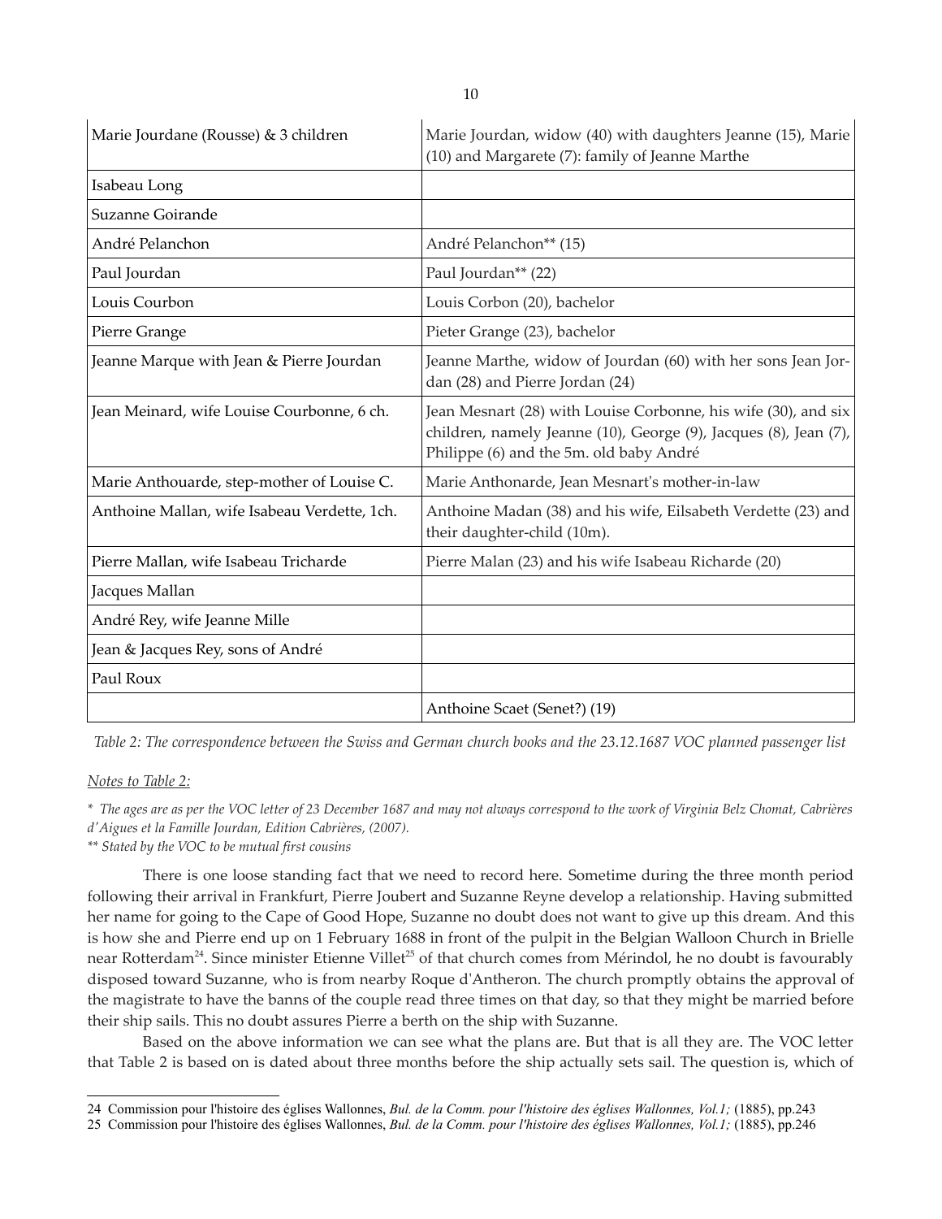| Marie Jourdane (Rousse) & 3 children | Marie Jourdan, widow (40) with daughters Jeanne (15), Marie (10) and Margarete (7): family of Jeanne Marthe |
|---|---|
| Isabeau Long | |
| Suzanne Goirande | |
| André Pelanchon | André Pelanchon** (15) |
| Paul Jourdan | Paul Jourdan** (22) |
| Louis Courbon | Louis Corbon (20), bachelor |
| Pierre Grange | Pieter Grange (23), bachelor |
| Jeanne Marque with Jean & Pierre Jourdan | Jeanne Marthe, widow of Jourdan (60) with her sons Jean Jordan (28) and Pierre Jordan (24) |
| Jean Meinard, wife Louise Courbonne, 6 ch. | Jean Mesnart (28) with Louise Corbonne, his wife (30), and six children, namely Jeanne (10), George (9), Jacques (8), Jean (7), Philippe (6) and the 5m. old baby André |
| Marie Anthouarde, step-mother of Louise C. | Marie Anthonarde, Jean Mesnart's mother-in-law |
| Anthoine Mallan, wife Isabeau Verdette, 1ch. | Anthoine Madan (38) and his wife, Eilsabeth Verdette (23) and their daughter-child (10m). |
| Pierre Mallan, wife Isabeau Tricharde | Pierre Malan (23) and his wife Isabeau Richarde (20) |
| Jacques Mallan | |
| André Rey, wife Jeanne Mille | |
| Jean & Jacques Rey, sons of André | |
| Paul Roux | |
| | Anthoine Scaet (Senet?) (19) |

*Table 2: The correspondence between the Swiss and German church books and the 23.12.1687 VOC planned passenger list*

Notes to Table 2:

*\* The ages are as per the VOC letter of 23 December 1687 and may not always correspond to the work of Virginia Belz Chomat, Cabrières d'Aigues et la Famille Jourdan, Edition Cabrières, (2007).*
*\*\* Stated by the VOC to be mutual first cousins*

There is one loose standing fact that we need to record here. Sometime during the three month period following their arrival in Frankfurt, Pierre Joubert and Suzanne Reyne develop a relationship. Having submitted her name for going to the Cape of Good Hope, Suzanne no doubt does not want to give up this dream. And this is how she and Pierre end up on 1 February 1688 in front of the pulpit in the Belgian Walloon Church in Brielle near Rotterdam[24]. Since minister Etienne Villet[25] of that church comes from Mérindol, he no doubt is favourably disposed toward Suzanne, who is from nearby Roque d'Antheron. The church promptly obtains the approval of the magistrate to have the banns of the couple read three times on that day, so that they might be married before their ship sails. This no doubt assures Pierre a berth on the ship with Suzanne.

Based on the above information we can see what the plans are. But that is all they are. The VOC letter that Table 2 is based on is dated about three months before the ship actually sets sail. The question is, which of

24 Commission pour l'histoire des églises Wallonnes, *Bul. de la Comm. pour l'histoire des églises Wallonnes, Vol.1;* (1885), pp.243
25 Commission pour l'histoire des églises Wallonnes, *Bul. de la Comm. pour l'histoire des églises Wallonnes, Vol.1;* (1885), pp.246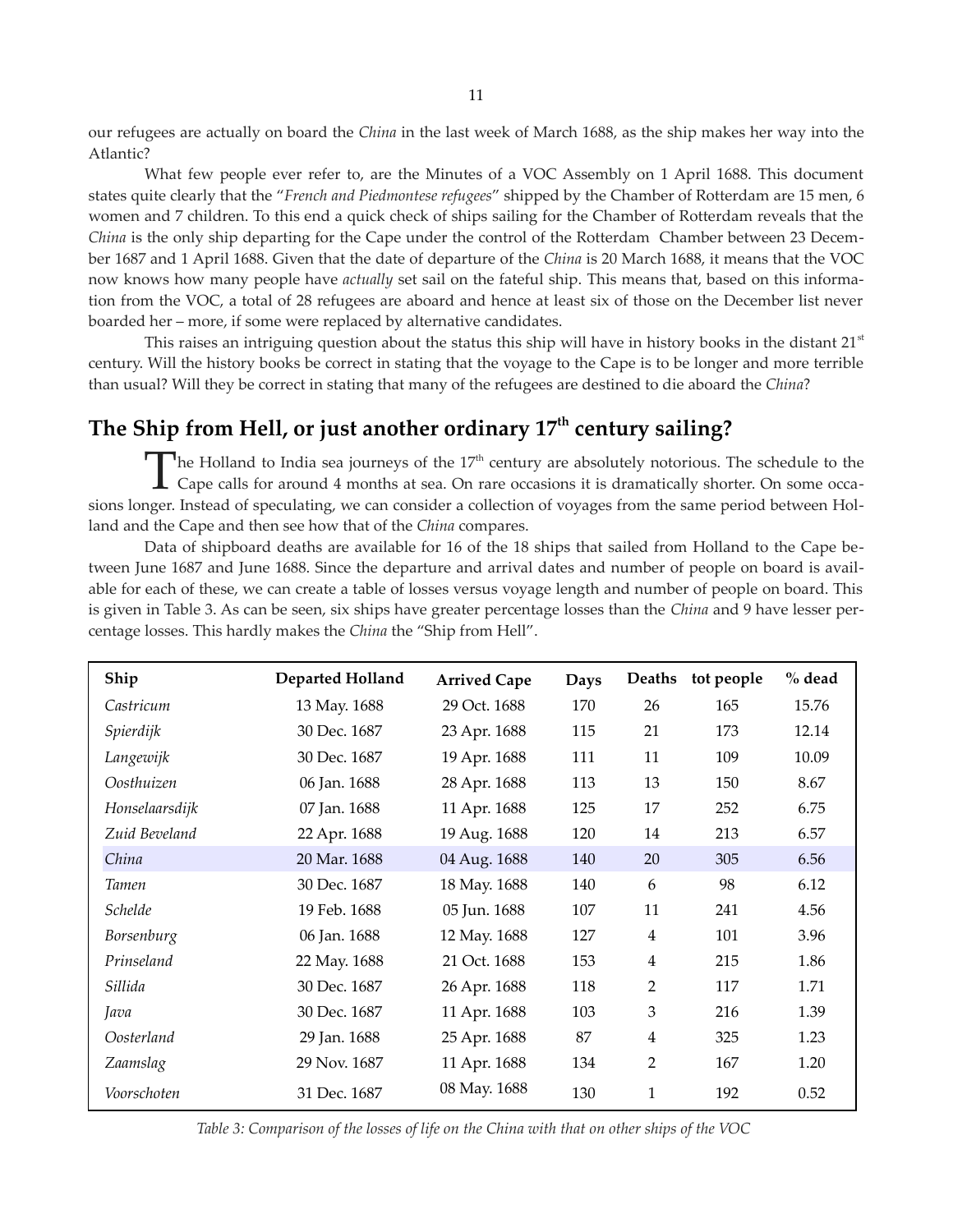our refugees are actually on board the *China* in the last week of March 1688, as the ship makes her way into the Atlantic?

What few people ever refer to, are the Minutes of a VOC Assembly on 1 April 1688. This document states quite clearly that the "*French and Piedmontese refugees*" shipped by the Chamber of Rotterdam are 15 men, 6 women and 7 children. To this end a quick check of ships sailing for the Chamber of Rotterdam reveals that the *China* is the only ship departing for the Cape under the control of the Rotterdam Chamber between 23 December 1687 and 1 April 1688. Given that the date of departure of the *China* is 20 March 1688, it means that the VOC now knows how many people have *actually* set sail on the fateful ship. This means that, based on this information from the VOC, a total of 28 refugees are aboard and hence at least six of those on the December list never boarded her – more, if some were replaced by alternative candidates.

This raises an intriguing question about the status this ship will have in history books in the distant 21st century. Will the history books be correct in stating that the voyage to the Cape is to be longer and more terrible than usual? Will they be correct in stating that many of the refugees are destined to die aboard the *China*?

## The Ship from Hell, or just another ordinary 17th century sailing?

The Holland to India sea journeys of the 17th century are absolutely notorious. The schedule to the Cape calls for around 4 months at sea. On rare occasions it is dramatically shorter. On some occasions longer. Instead of speculating, we can consider a collection of voyages from the same period between Holland and the Cape and then see how that of the *China* compares.

Data of shipboard deaths are available for 16 of the 18 ships that sailed from Holland to the Cape between June 1687 and June 1688. Since the departure and arrival dates and number of people on board is available for each of these, we can create a table of losses versus voyage length and number of people on board. This is given in Table 3. As can be seen, six ships have greater percentage losses than the *China* and 9 have lesser percentage losses. This hardly makes the *China* the "Ship from Hell".

| Ship | Departed Holland | Arrived Cape | Days | Deaths | tot people | % dead |
|---|---|---|---|---|---|---|
| *Castricum* | 13 May. 1688 | 29 Oct. 1688 | 170 | 26 | 165 | 15.76 |
| *Spierdijk* | 30 Dec. 1687 | 23 Apr. 1688 | 115 | 21 | 173 | 12.14 |
| *Langewijk* | 30 Dec. 1687 | 19 Apr. 1688 | 111 | 11 | 109 | 10.09 |
| *Oosthuizen* | 06 Jan. 1688 | 28 Apr. 1688 | 113 | 13 | 150 | 8.67 |
| *Honselaarsdijk* | 07 Jan. 1688 | 11 Apr. 1688 | 125 | 17 | 252 | 6.75 |
| *Zuid Beveland* | 22 Apr. 1688 | 19 Aug. 1688 | 120 | 14 | 213 | 6.57 |
| *China* | 20 Mar. 1688 | 04 Aug. 1688 | 140 | 20 | 305 | 6.56 |
| *Tamen* | 30 Dec. 1687 | 18 May. 1688 | 140 | 6 | 98 | 6.12 |
| *Schelde* | 19 Feb. 1688 | 05 Jun. 1688 | 107 | 11 | 241 | 4.56 |
| *Borsenburg* | 06 Jan. 1688 | 12 May. 1688 | 127 | 4 | 101 | 3.96 |
| *Prinseland* | 22 May. 1688 | 21 Oct. 1688 | 153 | 4 | 215 | 1.86 |
| *Sillida* | 30 Dec. 1687 | 26 Apr. 1688 | 118 | 2 | 117 | 1.71 |
| *Java* | 30 Dec. 1687 | 11 Apr. 1688 | 103 | 3 | 216 | 1.39 |
| *Oosterland* | 29 Jan. 1688 | 25 Apr. 1688 | 87 | 4 | 325 | 1.23 |
| *Zaamslag* | 29 Nov. 1687 | 11 Apr. 1688 | 134 | 2 | 167 | 1.20 |
| *Voorschoten* | 31 Dec. 1687 | 08 May. 1688 | 130 | 1 | 192 | 0.52 |

*Table 3: Comparison of the losses of life on the China with that on other ships of the VOC*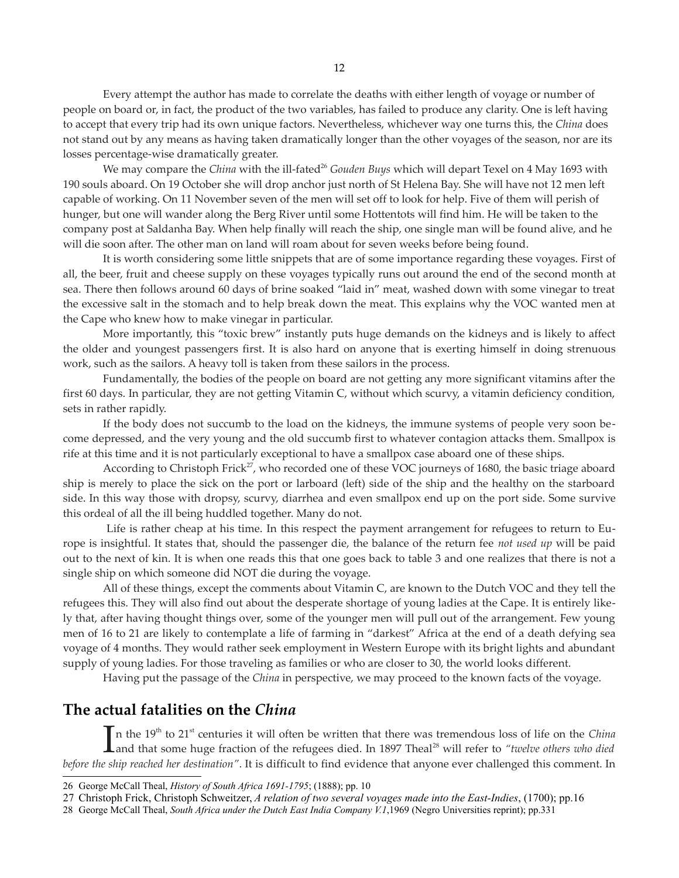Every attempt the author has made to correlate the deaths with either length of voyage or number of people on board or, in fact, the product of the two variables, has failed to produce any clarity. One is left having to accept that every trip had its own unique factors. Nevertheless, whichever way one turns this, the *China* does not stand out by any means as having taken dramatically longer than the other voyages of the season, nor are its losses percentage-wise dramatically greater.

We may compare the *China* with the ill-fated[26] *Gouden Buys* which will depart Texel on 4 May 1693 with 190 souls aboard. On 19 October she will drop anchor just north of St Helena Bay. She will have not 12 men left capable of working. On 11 November seven of the men will set off to look for help. Five of them will perish of hunger, but one will wander along the Berg River until some Hottentots will find him. He will be taken to the company post at Saldanha Bay. When help finally will reach the ship, one single man will be found alive, and he will die soon after. The other man on land will roam about for seven weeks before being found.

It is worth considering some little snippets that are of some importance regarding these voyages. First of all, the beer, fruit and cheese supply on these voyages typically runs out around the end of the second month at sea. There then follows around 60 days of brine soaked "laid in" meat, washed down with some vinegar to treat the excessive salt in the stomach and to help break down the meat. This explains why the VOC wanted men at the Cape who knew how to make vinegar in particular.

More importantly, this "toxic brew" instantly puts huge demands on the kidneys and is likely to affect the older and youngest passengers first. It is also hard on anyone that is exerting himself in doing strenuous work, such as the sailors. A heavy toll is taken from these sailors in the process.

Fundamentally, the bodies of the people on board are not getting any more significant vitamins after the first 60 days. In particular, they are not getting Vitamin C, without which scurvy, a vitamin deficiency condition, sets in rather rapidly.

If the body does not succumb to the load on the kidneys, the immune systems of people very soon become depressed, and the very young and the old succumb first to whatever contagion attacks them. Smallpox is rife at this time and it is not particularly exceptional to have a smallpox case aboard one of these ships.

According to Christoph Frick[27], who recorded one of these VOC journeys of 1680, the basic triage aboard ship is merely to place the sick on the port or larboard (left) side of the ship and the healthy on the starboard side. In this way those with dropsy, scurvy, diarrhea and even smallpox end up on the port side. Some survive this ordeal of all the ill being huddled together. Many do not.

Life is rather cheap at his time. In this respect the payment arrangement for refugees to return to Europe is insightful. It states that, should the passenger die, the balance of the return fee *not used up* will be paid out to the next of kin. It is when one reads this that one goes back to table 3 and one realizes that there is not a single ship on which someone did NOT die during the voyage.

All of these things, except the comments about Vitamin C, are known to the Dutch VOC and they tell the refugees this. They will also find out about the desperate shortage of young ladies at the Cape. It is entirely likely that, after having thought things over, some of the younger men will pull out of the arrangement. Few young men of 16 to 21 are likely to contemplate a life of farming in "darkest" Africa at the end of a death defying sea voyage of 4 months. They would rather seek employment in Western Europe with its bright lights and abundant supply of young ladies. For those traveling as families or who are closer to 30, the world looks different.

Having put the passage of the *China* in perspective, we may proceed to the known facts of the voyage.

## The actual fatalities on the *China*

In the 19th to 21st centuries it will often be written that there was tremendous loss of life on the *China* and that some huge fraction of the refugees died. In 1897 Theal[28] will refer to *"twelve others who died before the ship reached her destination"*. It is difficult to find evidence that anyone ever challenged this comment. In

---

26 George McCall Theal, *History of South Africa 1691-1795*; (1888); pp. 10

27 Christoph Frick, Christoph Schweitzer, *A relation of two several voyages made into the East-Indies*, (1700); pp.16

28 George McCall Theal, *South Africa under the Dutch East India Company V.1*,1969 (Negro Universities reprint); pp.331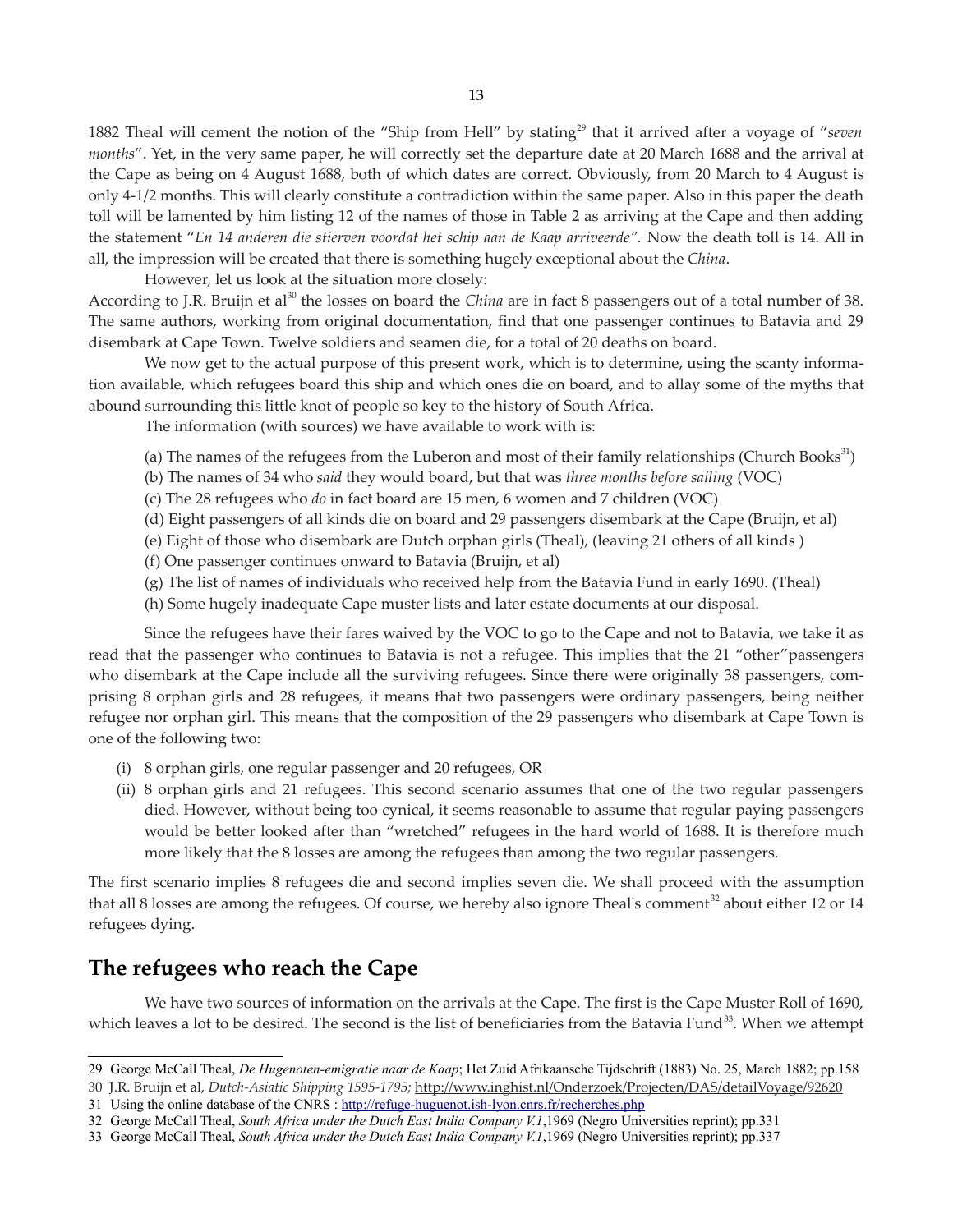1882 Theal will cement the notion of the "Ship from Hell" by stating[29] that it arrived after a voyage of "*seven months*". Yet, in the very same paper, he will correctly set the departure date at 20 March 1688 and the arrival at the Cape as being on 4 August 1688, both of which dates are correct. Obviously, from 20 March to 4 August is only 4-1/2 months. This will clearly constitute a contradiction within the same paper. Also in this paper the death toll will be lamented by him listing 12 of the names of those in Table 2 as arriving at the Cape and then adding the statement "*En 14 anderen die stierven voordat het schip aan de Kaap arriveerde".* Now the death toll is 14. All in all, the impression will be created that there is something hugely exceptional about the *China*.

However, let us look at the situation more closely:

According to J.R. Bruijn et al[30] the losses on board the *China* are in fact 8 passengers out of a total number of 38. The same authors, working from original documentation, find that one passenger continues to Batavia and 29 disembark at Cape Town. Twelve soldiers and seamen die, for a total of 20 deaths on board.

We now get to the actual purpose of this present work, which is to determine, using the scanty information available, which refugees board this ship and which ones die on board, and to allay some of the myths that abound surrounding this little knot of people so key to the history of South Africa.

The information (with sources) we have available to work with is:

(a) The names of the refugees from the Luberon and most of their family relationships (Church Books[31])
(b) The names of 34 who *said* they would board, but that was *three months before sailing* (VOC)
(c) The 28 refugees who *do* in fact board are 15 men, 6 women and 7 children (VOC)
(d) Eight passengers of all kinds die on board and 29 passengers disembark at the Cape (Bruijn, et al)
(e) Eight of those who disembark are Dutch orphan girls (Theal), (leaving 21 others of all kinds )
(f) One passenger continues onward to Batavia (Bruijn, et al)
(g) The list of names of individuals who received help from the Batavia Fund in early 1690. (Theal)
(h) Some hugely inadequate Cape muster lists and later estate documents at our disposal.

Since the refugees have their fares waived by the VOC to go to the Cape and not to Batavia, we take it as read that the passenger who continues to Batavia is not a refugee. This implies that the 21 "other"passengers who disembark at the Cape include all the surviving refugees. Since there were originally 38 passengers, comprising 8 orphan girls and 28 refugees, it means that two passengers were ordinary passengers, being neither refugee nor orphan girl. This means that the composition of the 29 passengers who disembark at Cape Town is one of the following two:

(i) 8 orphan girls, one regular passenger and 20 refugees, OR
(ii) 8 orphan girls and 21 refugees. This second scenario assumes that one of the two regular passengers died. However, without being too cynical, it seems reasonable to assume that regular paying passengers would be better looked after than "wretched" refugees in the hard world of 1688. It is therefore much more likely that the 8 losses are among the refugees than among the two regular passengers.

The first scenario implies 8 refugees die and second implies seven die. We shall proceed with the assumption that all 8 losses are among the refugees. Of course, we hereby also ignore Theal's comment[32] about either 12 or 14 refugees dying.

## The refugees who reach the Cape

We have two sources of information on the arrivals at the Cape. The first is the Cape Muster Roll of 1690, which leaves a lot to be desired. The second is the list of beneficiaries from the Batavia Fund[33]. When we attempt

---

29 George McCall Theal, *De Hugenoten-emigratie naar de Kaap*; Het Zuid Afrikaansche Tijdschrift (1883) No. 25, March 1882; pp.158
30 J.R. Bruijn et al, *Dutch-Asiatic Shipping 1595-1795;* http://www.inghist.nl/Onderzoek/Projecten/DAS/detailVoyage/92620
31 Using the online database of the CNRS : http://refuge-huguenot.ish-lyon.cnrs.fr/recherches.php
32 George McCall Theal, *South Africa under the Dutch East India Company V.1*,1969 (Negro Universities reprint); pp.331
33 George McCall Theal, *South Africa under the Dutch East India Company V.1*,1969 (Negro Universities reprint); pp.337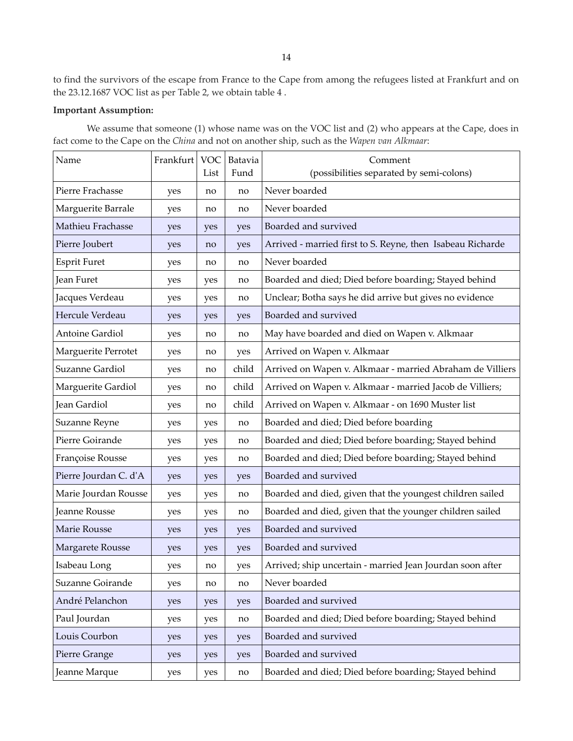to find the survivors of the escape from France to the Cape from among the refugees listed at Frankfurt and on the 23.12.1687 VOC list as per Table 2, we obtain table 4 .

**Important Assumption:**

We assume that someone (1) whose name was on the VOC list and (2) who appears at the Cape, does in fact come to the Cape on the *China* and not on another ship, such as the *Wapen van Alkmaar*:

| Name | Frankfurt | VOC List | Batavia Fund | Comment (possibilities separated by semi-colons) |
|---|---|---|---|---|
| Pierre Frachasse | yes | no | no | Never boarded |
| Marguerite Barrale | yes | no | no | Never boarded |
| Mathieu Frachasse | yes | yes | yes | Boarded and survived |
| Pierre Joubert | yes | no | yes | Arrived - married first to S. Reyne, then Isabeau Richarde |
| Esprit Furet | yes | no | no | Never boarded |
| Jean Furet | yes | yes | no | Boarded and died; Died before boarding; Stayed behind |
| Jacques Verdeau | yes | yes | no | Unclear; Botha says he did arrive but gives no evidence |
| Hercule Verdeau | yes | yes | yes | Boarded and survived |
| Antoine Gardiol | yes | no | no | May have boarded and died on Wapen v. Alkmaar |
| Marguerite Perrotet | yes | no | yes | Arrived on Wapen v. Alkmaar |
| Suzanne Gardiol | yes | no | child | Arrived on Wapen v. Alkmaar - married Abraham de Villiers |
| Marguerite Gardiol | yes | no | child | Arrived on Wapen v. Alkmaar - married Jacob de Villiers; |
| Jean Gardiol | yes | no | child | Arrived on Wapen v. Alkmaar - on 1690 Muster list |
| Suzanne Reyne | yes | yes | no | Boarded and died; Died before boarding |
| Pierre Goirande | yes | yes | no | Boarded and died; Died before boarding; Stayed behind |
| Françoise Rousse | yes | yes | no | Boarded and died; Died before boarding; Stayed behind |
| Pierre Jourdan C. d'A | yes | yes | yes | Boarded and survived |
| Marie Jourdan Rousse | yes | yes | no | Boarded and died, given that the youngest children sailed |
| Jeanne Rousse | yes | yes | no | Boarded and died, given that the younger children sailed |
| Marie Rousse | yes | yes | yes | Boarded and survived |
| Margarete Rousse | yes | yes | yes | Boarded and survived |
| Isabeau Long | yes | no | yes | Arrived; ship uncertain - married Jean Jourdan soon after |
| Suzanne Goirande | yes | no | no | Never boarded |
| André Pelanchon | yes | yes | yes | Boarded and survived |
| Paul Jourdan | yes | yes | no | Boarded and died; Died before boarding; Stayed behind |
| Louis Courbon | yes | yes | yes | Boarded and survived |
| Pierre Grange | yes | yes | yes | Boarded and survived |
| Jeanne Marque | yes | yes | no | Boarded and died; Died before boarding; Stayed behind |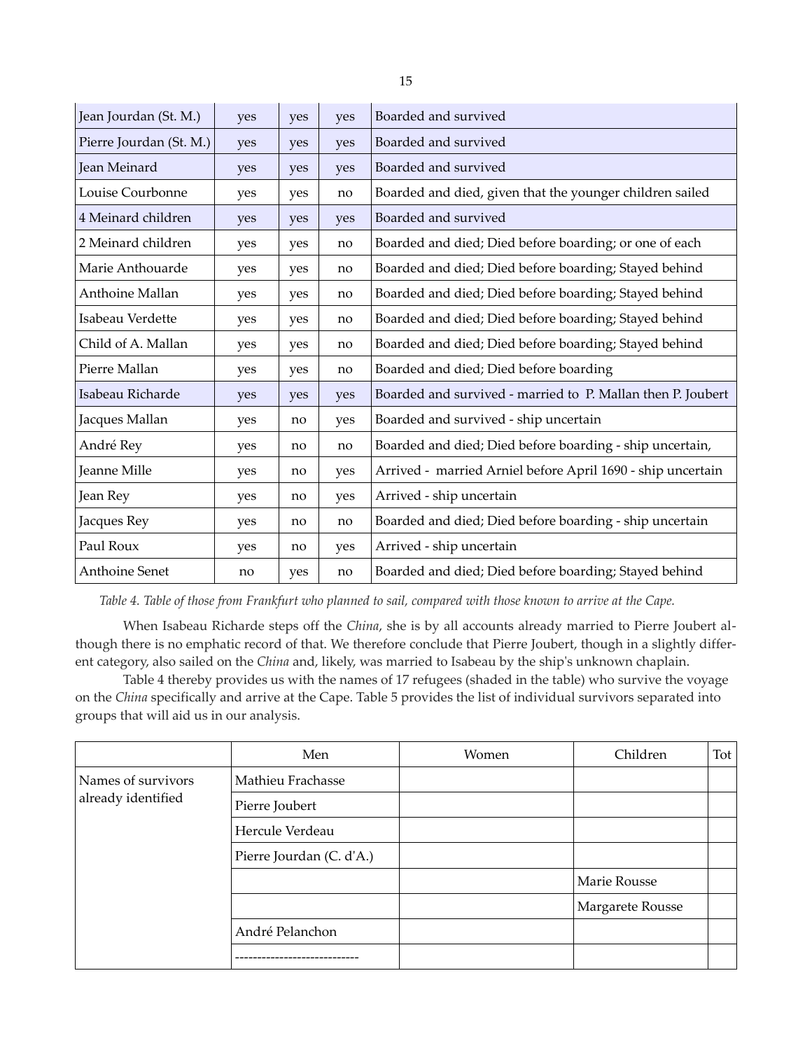| | | | | |
|---|---|---|---|---|
| Jean Jourdan (St. M.) | yes | yes | yes | Boarded and survived |
| Pierre Jourdan (St. M.) | yes | yes | yes | Boarded and survived |
| Jean Meinard | yes | yes | yes | Boarded and survived |
| Louise Courbonne | yes | yes | no | Boarded and died, given that the younger children sailed |
| 4 Meinard children | yes | yes | yes | Boarded and survived |
| 2 Meinard children | yes | yes | no | Boarded and died; Died before boarding; or one of each |
| Marie Anthouarde | yes | yes | no | Boarded and died; Died before boarding; Stayed behind |
| Anthoine Mallan | yes | yes | no | Boarded and died; Died before boarding; Stayed behind |
| Isabeau Verdette | yes | yes | no | Boarded and died; Died before boarding; Stayed behind |
| Child of A. Mallan | yes | yes | no | Boarded and died; Died before boarding; Stayed behind |
| Pierre Mallan | yes | yes | no | Boarded and died; Died before boarding |
| Isabeau Richarde | yes | yes | yes | Boarded and survived - married to P. Mallan then P. Joubert |
| Jacques Mallan | yes | no | yes | Boarded and survived - ship uncertain |
| André Rey | yes | no | no | Boarded and died; Died before boarding - ship uncertain, |
| Jeanne Mille | yes | no | yes | Arrived - married Arniel before April 1690 - ship uncertain |
| Jean Rey | yes | no | yes | Arrived - ship uncertain |
| Jacques Rey | yes | no | no | Boarded and died; Died before boarding - ship uncertain |
| Paul Roux | yes | no | yes | Arrived - ship uncertain |
| Anthoine Senet | no | yes | no | Boarded and died; Died before boarding; Stayed behind |

*Table 4. Table of those from Frankfurt who planned to sail, compared with those known to arrive at the Cape.*

When Isabeau Richarde steps off the *China*, she is by all accounts already married to Pierre Joubert although there is no emphatic record of that. We therefore conclude that Pierre Joubert, though in a slightly different category, also sailed on the *China* and, likely, was married to Isabeau by the ship's unknown chaplain.

Table 4 thereby provides us with the names of 17 refugees (shaded in the table) who survive the voyage on the *China* specifically and arrive at the Cape. Table 5 provides the list of individual survivors separated into groups that will aid us in our analysis.

| | Men | Women | Children | Tot |
|---|---|---|---|---|
| Names of survivors already identified | Mathieu Frachasse | | | |
| | Pierre Joubert | | | |
| | Hercule Verdeau | | | |
| | Pierre Jourdan (C. d'A.) | | | |
| | | | Marie Rousse | |
| | | | Margarete Rousse | |
| | André Pelanchon | | | |
| | ---------------------------- | | | |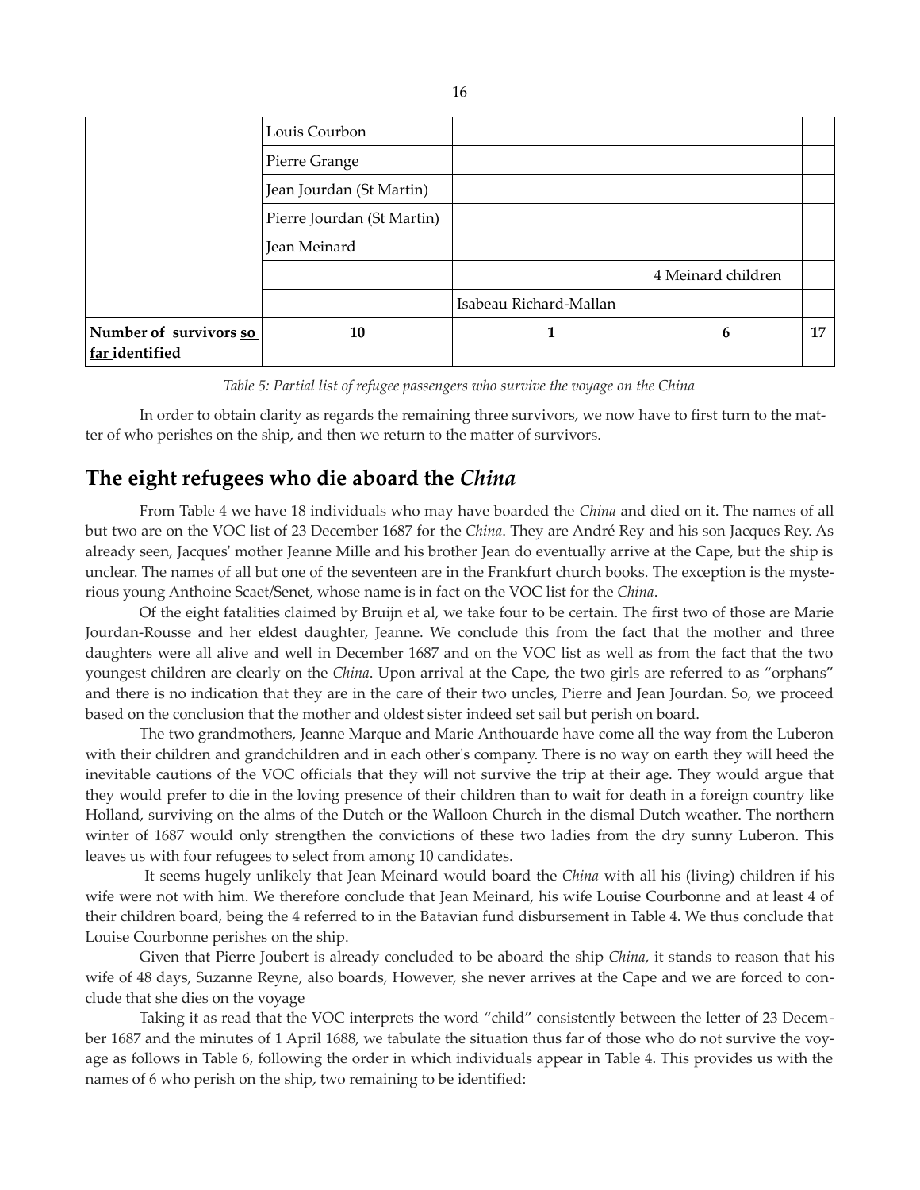| | | | | |
|---|---|---|---|---|
| | Louis Courbon | | | |
| | Pierre Grange | | | |
| | Jean Jourdan (St Martin) | | | |
| | Pierre Jourdan (St Martin) | | | |
| | Jean Meinard | | | |
| | | | 4 Meinard children | |
| | | Isabeau Richard-Mallan | | |
| **Number of survivors so far identified** | **10** | **1** | **6** | **17** |

*Table 5: Partial list of refugee passengers who survive the voyage on the China*

In order to obtain clarity as regards the remaining three survivors, we now have to first turn to the matter of who perishes on the ship, and then we return to the matter of survivors.

## The eight refugees who die aboard the *China*

From Table 4 we have 18 individuals who may have boarded the *China* and died on it. The names of all but two are on the VOC list of 23 December 1687 for the *China*. They are André Rey and his son Jacques Rey. As already seen, Jacques' mother Jeanne Mille and his brother Jean do eventually arrive at the Cape, but the ship is unclear. The names of all but one of the seventeen are in the Frankfurt church books. The exception is the mysterious young Anthoine Scaet/Senet, whose name is in fact on the VOC list for the *China*.

Of the eight fatalities claimed by Bruijn et al, we take four to be certain. The first two of those are Marie Jourdan-Rousse and her eldest daughter, Jeanne. We conclude this from the fact that the mother and three daughters were all alive and well in December 1687 and on the VOC list as well as from the fact that the two youngest children are clearly on the *China*. Upon arrival at the Cape, the two girls are referred to as "orphans" and there is no indication that they are in the care of their two uncles, Pierre and Jean Jourdan. So, we proceed based on the conclusion that the mother and oldest sister indeed set sail but perish on board.

The two grandmothers, Jeanne Marque and Marie Anthouarde have come all the way from the Luberon with their children and grandchildren and in each other's company. There is no way on earth they will heed the inevitable cautions of the VOC officials that they will not survive the trip at their age. They would argue that they would prefer to die in the loving presence of their children than to wait for death in a foreign country like Holland, surviving on the alms of the Dutch or the Walloon Church in the dismal Dutch weather. The northern winter of 1687 would only strengthen the convictions of these two ladies from the dry sunny Luberon. This leaves us with four refugees to select from among 10 candidates.

It seems hugely unlikely that Jean Meinard would board the *China* with all his (living) children if his wife were not with him. We therefore conclude that Jean Meinard, his wife Louise Courbonne and at least 4 of their children board, being the 4 referred to in the Batavian fund disbursement in Table 4. We thus conclude that Louise Courbonne perishes on the ship.

Given that Pierre Joubert is already concluded to be aboard the ship *China*, it stands to reason that his wife of 48 days, Suzanne Reyne, also boards, However, she never arrives at the Cape and we are forced to conclude that she dies on the voyage

Taking it as read that the VOC interprets the word "child" consistently between the letter of 23 December 1687 and the minutes of 1 April 1688, we tabulate the situation thus far of those who do not survive the voyage as follows in Table 6, following the order in which individuals appear in Table 4. This provides us with the names of 6 who perish on the ship, two remaining to be identified: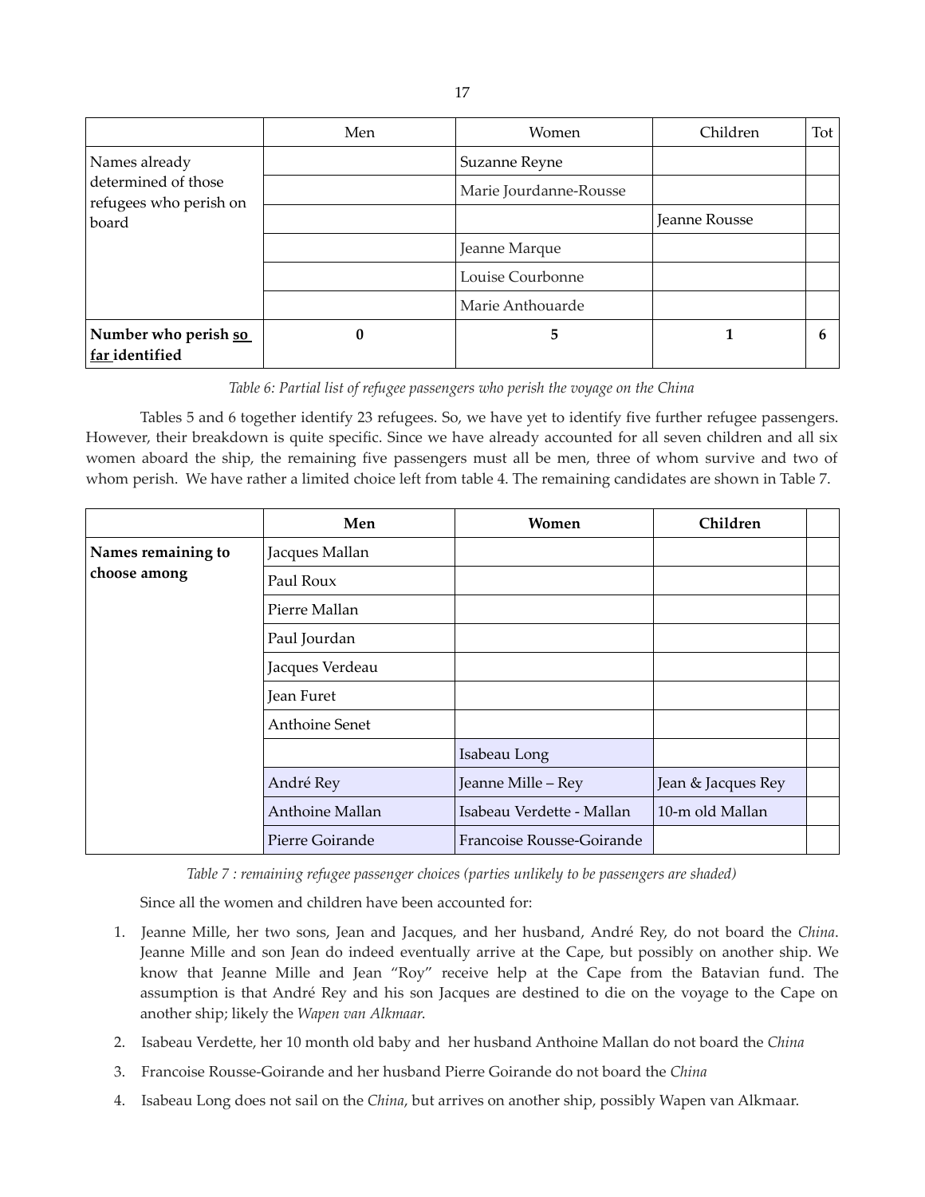| | Men | Women | Children | Tot |
|---|---|---|---|---|
| Names already determined of those refugees who perish on board | | Suzanne Reyne | | |
| | | Marie Jourdanne-Rousse | | |
| | | | Jeanne Rousse | |
| | | Jeanne Marque | | |
| | | Louise Courbonne | | |
| | | Marie Anthouarde | | |
| **Number who perish so far identified** | **0** | **5** | **1** | **6** |

*Table 6: Partial list of refugee passengers who perish the voyage on the China*

Tables 5 and 6 together identify 23 refugees. So, we have yet to identify five further refugee passengers. However, their breakdown is quite specific. Since we have already accounted for all seven children and all six women aboard the ship, the remaining five passengers must all be men, three of whom survive and two of whom perish. We have rather a limited choice left from table 4. The remaining candidates are shown in Table 7.

| | **Men** | **Women** | **Children** | |
|---|---|---|---|---|
| **Names remaining to choose among** | Jacques Mallan | | | |
| | Paul Roux | | | |
| | Pierre Mallan | | | |
| | Paul Jourdan | | | |
| | Jacques Verdeau | | | |
| | Jean Furet | | | |
| | Anthoine Senet | | | |
| | | Isabeau Long | | |
| | André Rey | Jeanne Mille – Rey | Jean & Jacques Rey | |
| | Anthoine Mallan | Isabeau Verdette - Mallan | 10-m old Mallan | |
| | Pierre Goirande | Francoise Rousse-Goirande | | |

*Table 7 : remaining refugee passenger choices (parties unlikely to be passengers are shaded)*

Since all the women and children have been accounted for:

1. Jeanne Mille, her two sons, Jean and Jacques, and her husband, André Rey, do not board the *China*. Jeanne Mille and son Jean do indeed eventually arrive at the Cape, but possibly on another ship. We know that Jeanne Mille and Jean "Roy" receive help at the Cape from the Batavian fund. The assumption is that André Rey and his son Jacques are destined to die on the voyage to the Cape on another ship; likely the *Wapen van Alkmaar*.
2. Isabeau Verdette, her 10 month old baby and her husband Anthoine Mallan do not board the *China*
3. Francoise Rousse-Goirande and her husband Pierre Goirande do not board the *China*
4. Isabeau Long does not sail on the *China*, but arrives on another ship, possibly Wapen van Alkmaar.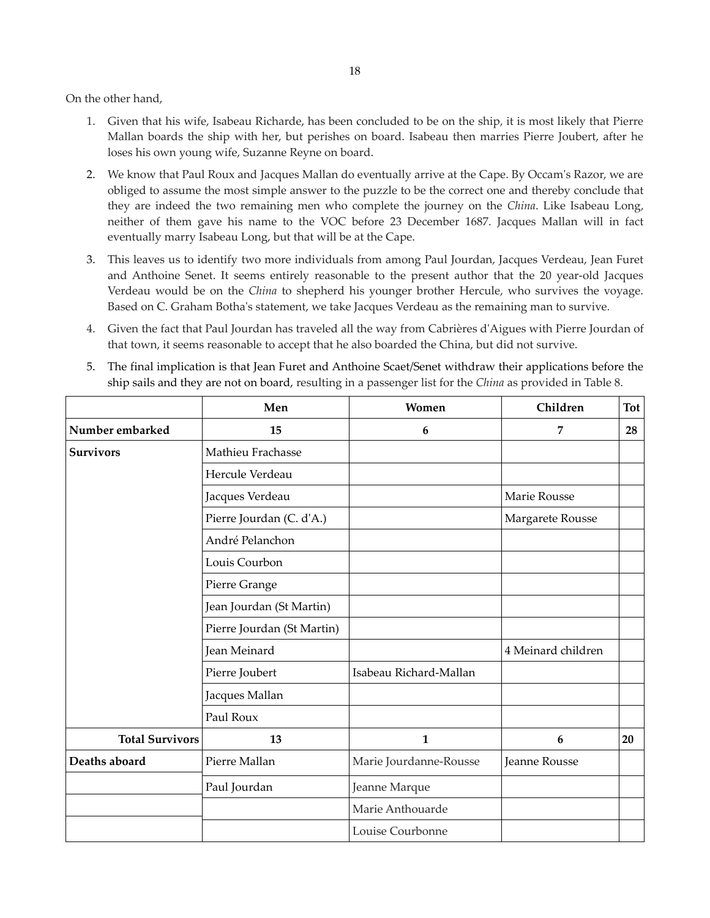On the other hand,

1. Given that his wife, Isabeau Richarde, has been concluded to be on the ship, it is most likely that Pierre Mallan boards the ship with her, but perishes on board. Isabeau then marries Pierre Joubert, after he loses his own young wife, Suzanne Reyne on board.
2. We know that Paul Roux and Jacques Mallan do eventually arrive at the Cape. By Occam's Razor, we are obliged to assume the most simple answer to the puzzle to be the correct one and thereby conclude that they are indeed the two remaining men who complete the journey on the *China*. Like Isabeau Long, neither of them gave his name to the VOC before 23 December 1687. Jacques Mallan will in fact eventually marry Isabeau Long, but that will be at the Cape.
3. This leaves us to identify two more individuals from among Paul Jourdan, Jacques Verdeau, Jean Furet and Anthoine Senet. It seems entirely reasonable to the present author that the 20 year-old Jacques Verdeau would be on the *China* to shepherd his younger brother Hercule, who survives the voyage. Based on C. Graham Botha's statement, we take Jacques Verdeau as the remaining man to survive.
4. Given the fact that Paul Jourdan has traveled all the way from Cabrières d'Aigues with Pierre Jourdan of that town, it seems reasonable to accept that he also boarded the China, but did not survive.
5. The final implication is that Jean Furet and Anthoine Scaet/Senet withdraw their applications before the ship sails and they are not on board, resulting in a passenger list for the *China* as provided in Table 8.

| | **Men** | **Women** | **Children** | **Tot** |
|---|---|---|---|---|
| **Number embarked** | **15** | **6** | **7** | **28** |
| **Survivors** | Mathieu Frachasse | | | |
| | Hercule Verdeau | | | |
| | Jacques Verdeau | | Marie Rousse | |
| | Pierre Jourdan (C. d'A.) | | Margarete Rousse | |
| | André Pelanchon | | | |
| | Louis Courbon | | | |
| | Pierre Grange | | | |
| | Jean Jourdan (St Martin) | | | |
| | Pierre Jourdan (St Martin) | | | |
| | Jean Meinard | | 4 Meinard children | |
| | Pierre Joubert | Isabeau Richard-Mallan | | |
| | Jacques Mallan | | | |
| | Paul Roux | | | |
| **Total Survivors** | **13** | **1** | **6** | **20** |
| **Deaths aboard** | Pierre Mallan | Marie Jourdanne-Rousse | Jeanne Rousse | |
| | Paul Jourdan | Jeanne Marque | | |
| | | Marie Anthouarde | | |
| | | Louise Courbonne | | |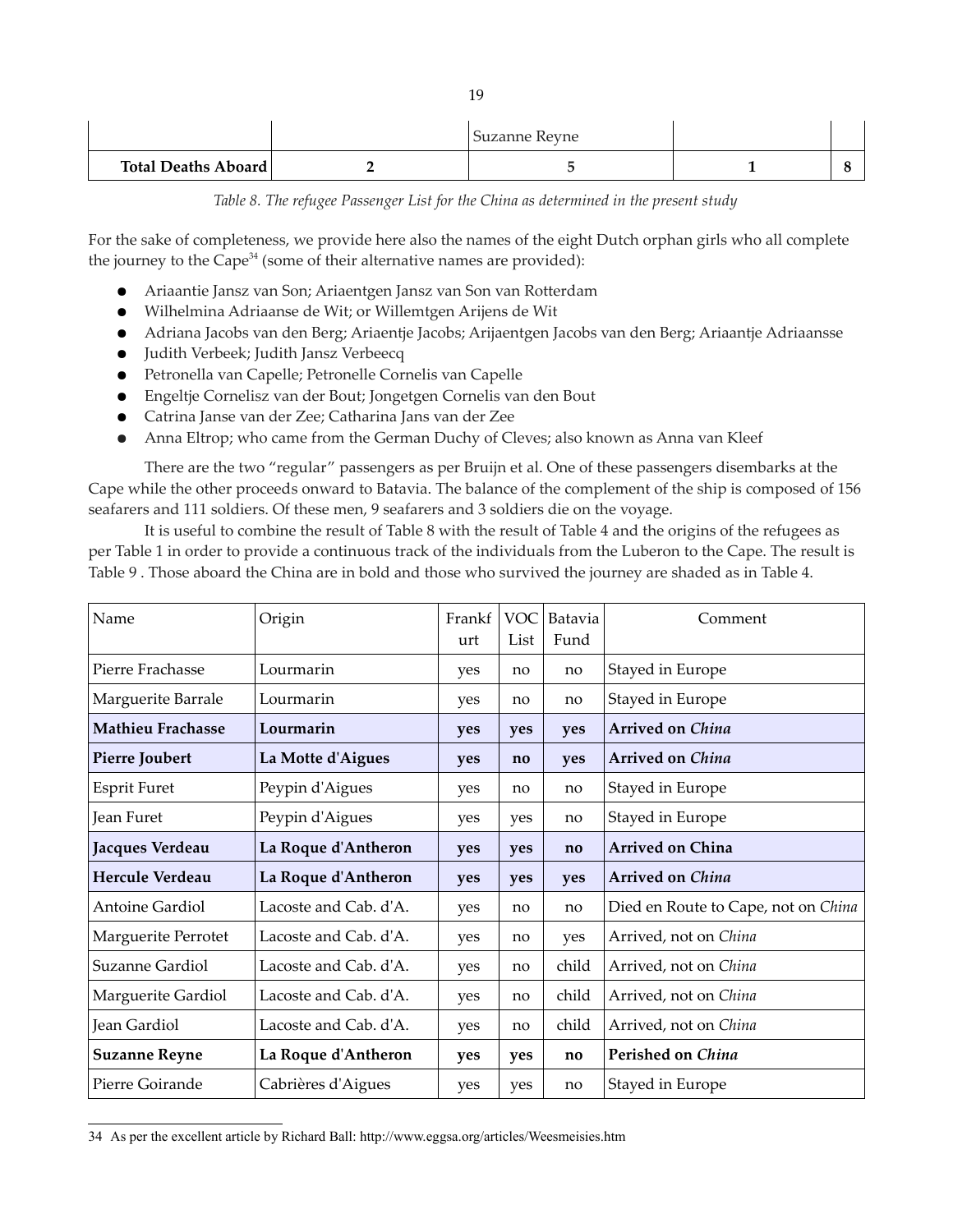| | | Suzanne Reyne | | |
|---|---|---|---|---|
| **Total Deaths Aboard** | **2** | **5** | **1** | **8** |

*Table 8. The refugee Passenger List for the China as determined in the present study*

For the sake of completeness, we provide here also the names of the eight Dutch orphan girls who all complete the journey to the Cape[34] (some of their alternative names are provided):

- Ariaantie Jansz van Son; Ariaentgen Jansz van Son van Rotterdam
- Wilhelmina Adriaanse de Wit; or Willemtgen Arijens de Wit
- Adriana Jacobs van den Berg; Ariaentje Jacobs; Arijaentgen Jacobs van den Berg; Ariaantje Adriaansse
- Judith Verbeek; Judith Jansz Verbeecq
- Petronella van Capelle; Petronelle Cornelis van Capelle
- Engeltje Cornelisz van der Bout; Jongetgen Cornelis van den Bout
- Catrina Janse van der Zee; Catharina Jans van der Zee
- Anna Eltrop; who came from the German Duchy of Cleves; also known as Anna van Kleef

There are the two "regular" passengers as per Bruijn et al. One of these passengers disembarks at the Cape while the other proceeds onward to Batavia. The balance of the complement of the ship is composed of 156 seafarers and 111 soldiers. Of these men, 9 seafarers and 3 soldiers die on the voyage.

It is useful to combine the result of Table 8 with the result of Table 4 and the origins of the refugees as per Table 1 in order to provide a continuous track of the individuals from the Luberon to the Cape. The result is Table 9 . Those aboard the China are in bold and those who survived the journey are shaded as in Table 4.

| Name | Origin | Frankfurt | VOC List | Batavia Fund | Comment |
|---|---|---|---|---|---|
| Pierre Frachasse | Lourmarin | yes | no | no | Stayed in Europe |
| Marguerite Barrale | Lourmarin | yes | no | no | Stayed in Europe |
| **Mathieu Frachasse** | **Lourmarin** | **yes** | **yes** | **yes** | **Arrived on *China*** |
| **Pierre Joubert** | **La Motte d'Aigues** | **yes** | **no** | **yes** | **Arrived on *China*** |
| Esprit Furet | Peypin d'Aigues | yes | no | no | Stayed in Europe |
| Jean Furet | Peypin d'Aigues | yes | yes | no | Stayed in Europe |
| **Jacques Verdeau** | **La Roque d'Antheron** | **yes** | **yes** | **no** | **Arrived on China** |
| **Hercule Verdeau** | **La Roque d'Antheron** | **yes** | **yes** | **yes** | **Arrived on *China*** |
| Antoine Gardiol | Lacoste and Cab. d'A. | yes | no | no | Died en Route to Cape, not on *China* |
| Marguerite Perrotet | Lacoste and Cab. d'A. | yes | no | yes | Arrived, not on *China* |
| Suzanne Gardiol | Lacoste and Cab. d'A. | yes | no | child | Arrived, not on *China* |
| Marguerite Gardiol | Lacoste and Cab. d'A. | yes | no | child | Arrived, not on *China* |
| Jean Gardiol | Lacoste and Cab. d'A. | yes | no | child | Arrived, not on *China* |
| **Suzanne Reyne** | **La Roque d'Antheron** | **yes** | **yes** | **no** | **Perished on *China*** |
| Pierre Goirande | Cabrières d'Aigues | yes | yes | no | Stayed in Europe |

34 As per the excellent article by Richard Ball: http://www.eggsa.org/articles/Weesmeisies.htm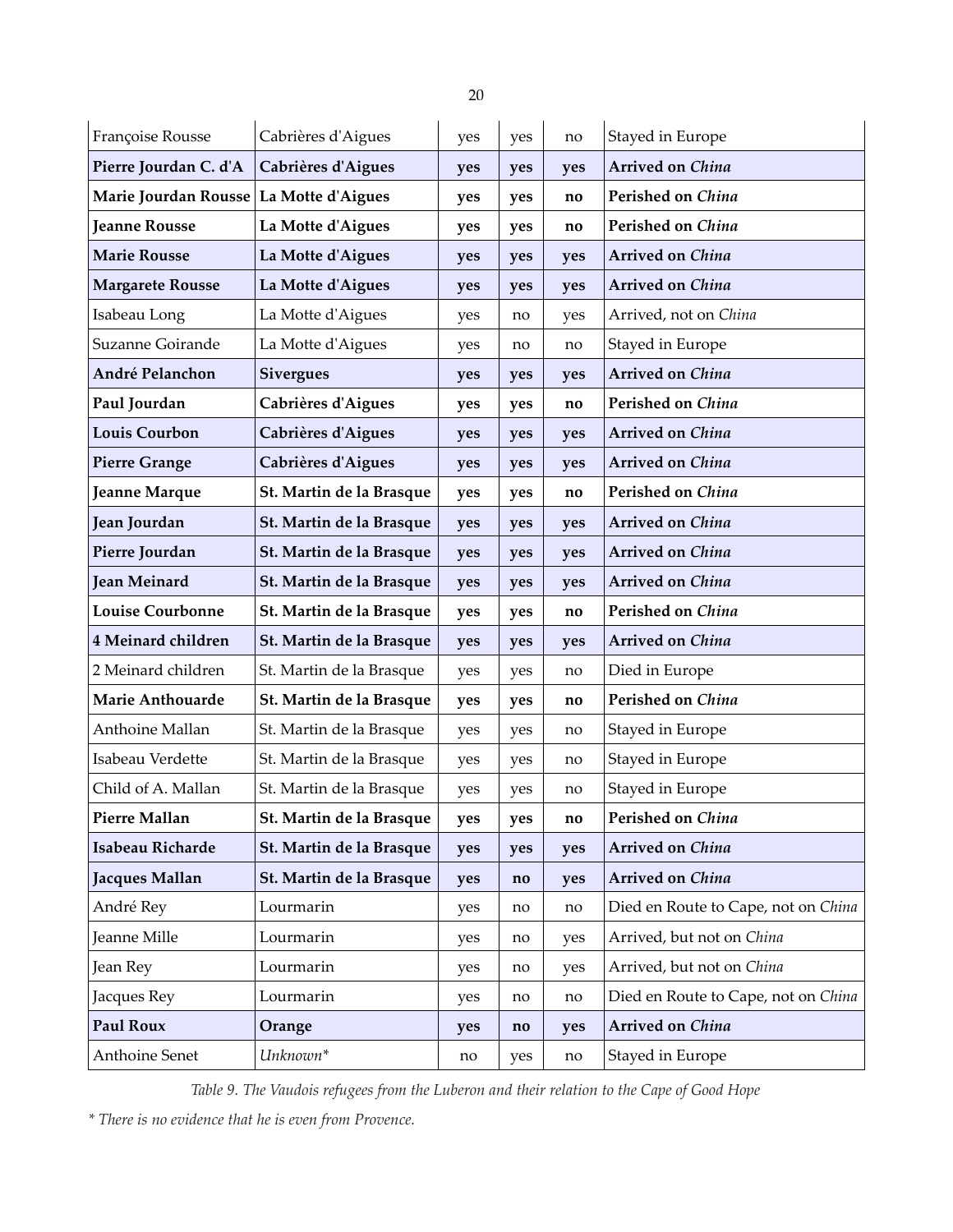| | | | | | |
|---|---|---|---|---|---|
| Françoise Rousse | Cabrières d'Aigues | yes | yes | no | Stayed in Europe |
| **Pierre Jourdan C. d'A** | **Cabrières d'Aigues** | **yes** | **yes** | **yes** | **Arrived on *China*** |
| **Marie Jourdan Rousse** | **La Motte d'Aigues** | **yes** | **yes** | **no** | **Perished on *China*** |
| **Jeanne Rousse** | **La Motte d'Aigues** | **yes** | **yes** | **no** | **Perished on *China*** |
| **Marie Rousse** | **La Motte d'Aigues** | **yes** | **yes** | **yes** | **Arrived on *China*** |
| **Margarete Rousse** | **La Motte d'Aigues** | **yes** | **yes** | **yes** | **Arrived on *China*** |
| Isabeau Long | La Motte d'Aigues | yes | no | yes | Arrived, not on *China* |
| Suzanne Goirande | La Motte d'Aigues | yes | no | no | Stayed in Europe |
| **André Pelanchon** | **Sivergues** | **yes** | **yes** | **yes** | **Arrived on *China*** |
| **Paul Jourdan** | **Cabrières d'Aigues** | **yes** | **yes** | **no** | **Perished on *China*** |
| **Louis Courbon** | **Cabrières d'Aigues** | **yes** | **yes** | **yes** | **Arrived on *China*** |
| **Pierre Grange** | **Cabrières d'Aigues** | **yes** | **yes** | **yes** | **Arrived on *China*** |
| **Jeanne Marque** | **St. Martin de la Brasque** | **yes** | **yes** | **no** | **Perished on *China*** |
| **Jean Jourdan** | **St. Martin de la Brasque** | **yes** | **yes** | **yes** | **Arrived on *China*** |
| **Pierre Jourdan** | **St. Martin de la Brasque** | **yes** | **yes** | **yes** | **Arrived on *China*** |
| **Jean Meinard** | **St. Martin de la Brasque** | **yes** | **yes** | **yes** | **Arrived on *China*** |
| **Louise Courbonne** | **St. Martin de la Brasque** | **yes** | **yes** | **no** | **Perished on *China*** |
| **4 Meinard children** | **St. Martin de la Brasque** | **yes** | **yes** | **yes** | **Arrived on *China*** |
| 2 Meinard children | St. Martin de la Brasque | yes | yes | no | Died in Europe |
| **Marie Anthouarde** | **St. Martin de la Brasque** | **yes** | **yes** | **no** | **Perished on *China*** |
| Anthoine Mallan | St. Martin de la Brasque | yes | yes | no | Stayed in Europe |
| Isabeau Verdette | St. Martin de la Brasque | yes | yes | no | Stayed in Europe |
| Child of A. Mallan | St. Martin de la Brasque | yes | yes | no | Stayed in Europe |
| **Pierre Mallan** | **St. Martin de la Brasque** | **yes** | **yes** | **no** | **Perished on *China*** |
| **Isabeau Richarde** | **St. Martin de la Brasque** | **yes** | **yes** | **yes** | **Arrived on *China*** |
| **Jacques Mallan** | **St. Martin de la Brasque** | **yes** | **no** | **yes** | **Arrived on *China*** |
| André Rey | Lourmarin | yes | no | no | Died en Route to Cape, not on *China* |
| Jeanne Mille | Lourmarin | yes | no | yes | Arrived, but not on *China* |
| Jean Rey | Lourmarin | yes | no | yes | Arrived, but not on *China* |
| Jacques Rey | Lourmarin | yes | no | no | Died en Route to Cape, not on *China* |
| **Paul Roux** | **Orange** | **yes** | **no** | **yes** | **Arrived on *China*** |
| Anthoine Senet | *Unknown** | no | yes | no | Stayed in Europe |

*Table 9. The Vaudois refugees from the Luberon and their relation to the Cape of Good Hope*

** There is no evidence that he is even from Provence.*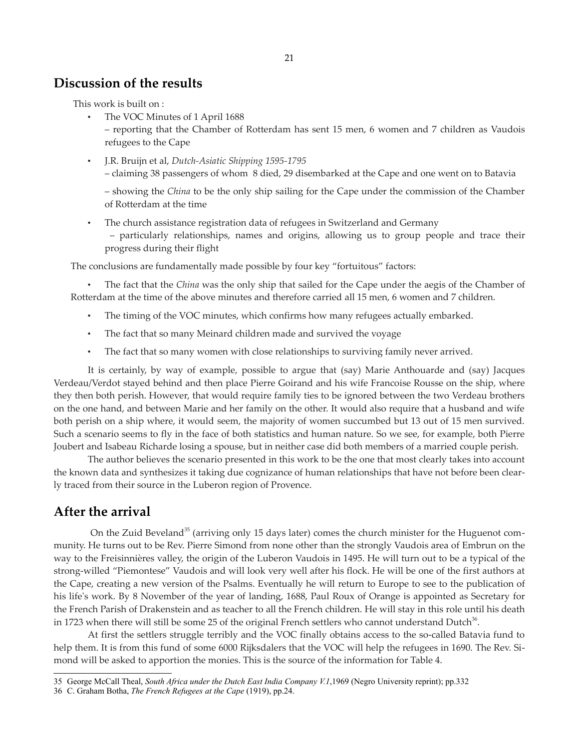## Discussion of the results

This work is built on :

- The VOC Minutes of 1 April 1688
  – reporting that the Chamber of Rotterdam has sent 15 men, 6 women and 7 children as Vaudois refugees to the Cape
- J.R. Bruijn et al, *Dutch-Asiatic Shipping 1595-1795*
  – claiming 38 passengers of whom 8 died, 29 disembarked at the Cape and one went on to Batavia

  – showing the *China* to be the only ship sailing for the Cape under the commission of the Chamber of Rotterdam at the time
- The church assistance registration data of refugees in Switzerland and Germany
  – particularly relationships, names and origins, allowing us to group people and trace their progress during their flight

The conclusions are fundamentally made possible by four key "fortuitous" factors:

- The fact that the *China* was the only ship that sailed for the Cape under the aegis of the Chamber of Rotterdam at the time of the above minutes and therefore carried all 15 men, 6 women and 7 children.
- The timing of the VOC minutes, which confirms how many refugees actually embarked.
- The fact that so many Meinard children made and survived the voyage
- The fact that so many women with close relationships to surviving family never arrived.

It is certainly, by way of example, possible to argue that (say) Marie Anthouarde and (say) Jacques Verdeau/Verdot stayed behind and then place Pierre Goirand and his wife Francoise Rousse on the ship, where they then both perish. However, that would require family ties to be ignored between the two Verdeau brothers on the one hand, and between Marie and her family on the other. It would also require that a husband and wife both perish on a ship where, it would seem, the majority of women succumbed but 13 out of 15 men survived. Such a scenario seems to fly in the face of both statistics and human nature. So we see, for example, both Pierre Joubert and Isabeau Richarde losing a spouse, but in neither case did both members of a married couple perish.

The author believes the scenario presented in this work to be the one that most clearly takes into account the known data and synthesizes it taking due cognizance of human relationships that have not before been clearly traced from their source in the Luberon region of Provence.

## After the arrival

On the Zuid Beveland[35] (arriving only 15 days later) comes the church minister for the Huguenot community. He turns out to be Rev. Pierre Simond from none other than the strongly Vaudois area of Embrun on the way to the Freisinnières valley, the origin of the Luberon Vaudois in 1495. He will turn out to be a typical of the strong-willed "Piemontese" Vaudois and will look very well after his flock. He will be one of the first authors at the Cape, creating a new version of the Psalms. Eventually he will return to Europe to see to the publication of his life's work. By 8 November of the year of landing, 1688, Paul Roux of Orange is appointed as Secretary for the French Parish of Drakenstein and as teacher to all the French children. He will stay in this role until his death in 1723 when there will still be some 25 of the original French settlers who cannot understand Dutch[36].

At first the settlers struggle terribly and the VOC finally obtains access to the so-called Batavia fund to help them. It is from this fund of some 6000 Rijksdalers that the VOC will help the refugees in 1690. The Rev. Simond will be asked to apportion the monies. This is the source of the information for Table 4.

---

35 George McCall Theal, *South Africa under the Dutch East India Company V.1*,1969 (Negro University reprint); pp.332

36 C. Graham Botha, *The French Refugees at the Cape* (1919), pp.24.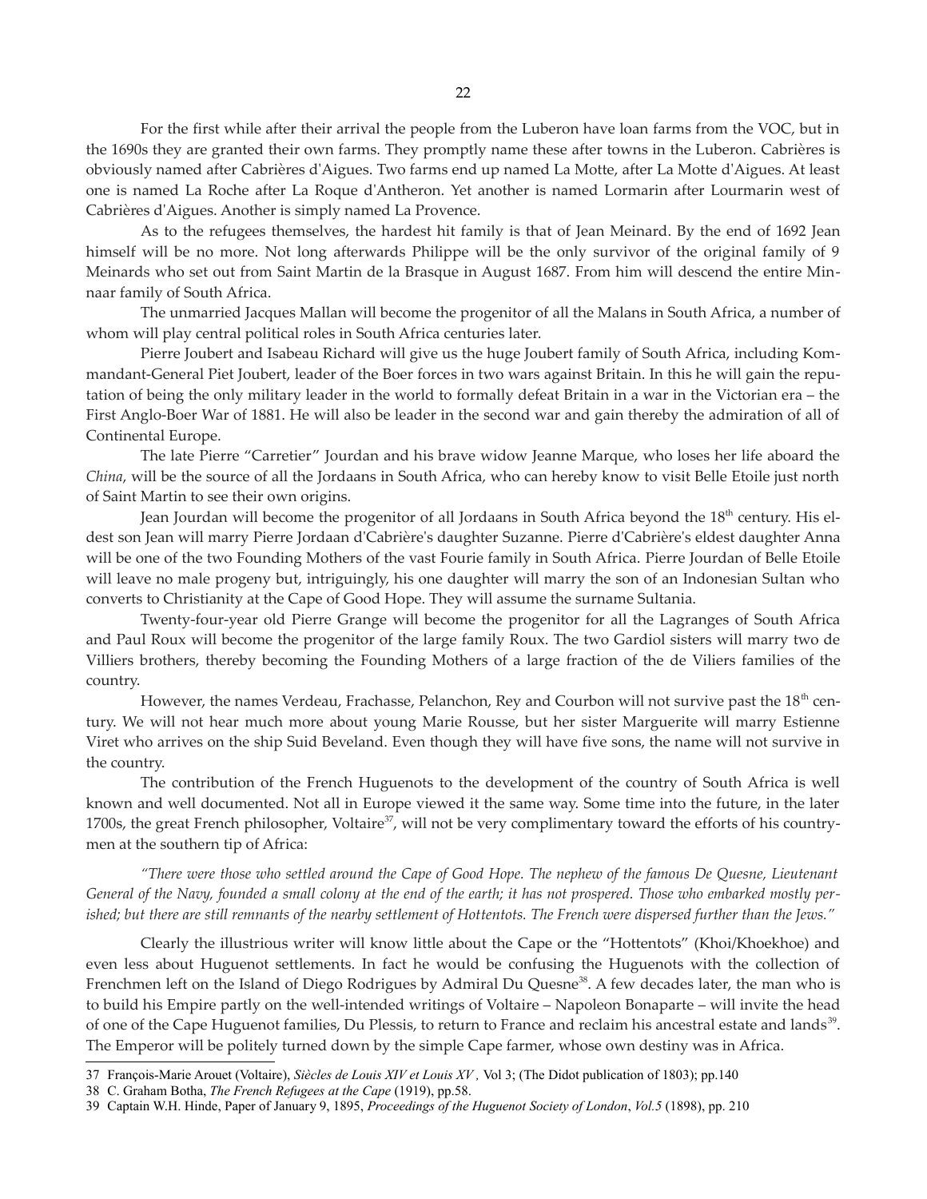For the first while after their arrival the people from the Luberon have loan farms from the VOC, but in the 1690s they are granted their own farms. They promptly name these after towns in the Luberon. Cabrières is obviously named after Cabrières d'Aigues. Two farms end up named La Motte, after La Motte d'Aigues. At least one is named La Roche after La Roque d'Antheron. Yet another is named Lormarin after Lourmarin west of Cabrières d'Aigues. Another is simply named La Provence.

As to the refugees themselves, the hardest hit family is that of Jean Meinard. By the end of 1692 Jean himself will be no more. Not long afterwards Philippe will be the only survivor of the original family of 9 Meinards who set out from Saint Martin de la Brasque in August 1687. From him will descend the entire Minnaar family of South Africa.

The unmarried Jacques Mallan will become the progenitor of all the Malans in South Africa, a number of whom will play central political roles in South Africa centuries later.

Pierre Joubert and Isabeau Richard will give us the huge Joubert family of South Africa, including Kommandant-General Piet Joubert, leader of the Boer forces in two wars against Britain. In this he will gain the reputation of being the only military leader in the world to formally defeat Britain in a war in the Victorian era – the First Anglo-Boer War of 1881. He will also be leader in the second war and gain thereby the admiration of all of Continental Europe.

The late Pierre "Carretier" Jourdan and his brave widow Jeanne Marque, who loses her life aboard the *China*, will be the source of all the Jordaans in South Africa, who can hereby know to visit Belle Etoile just north of Saint Martin to see their own origins.

Jean Jourdan will become the progenitor of all Jordaans in South Africa beyond the 18th century. His eldest son Jean will marry Pierre Jordaan d'Cabrière's daughter Suzanne. Pierre d'Cabrière's eldest daughter Anna will be one of the two Founding Mothers of the vast Fourie family in South Africa. Pierre Jourdan of Belle Etoile will leave no male progeny but, intriguingly, his one daughter will marry the son of an Indonesian Sultan who converts to Christianity at the Cape of Good Hope. They will assume the surname Sultania.

Twenty-four-year old Pierre Grange will become the progenitor for all the Lagranges of South Africa and Paul Roux will become the progenitor of the large family Roux. The two Gardiol sisters will marry two de Villiers brothers, thereby becoming the Founding Mothers of a large fraction of the de Viliers families of the country.

However, the names Verdeau, Frachasse, Pelanchon, Rey and Courbon will not survive past the 18th century. We will not hear much more about young Marie Rousse, but her sister Marguerite will marry Estienne Viret who arrives on the ship Suid Beveland. Even though they will have five sons, the name will not survive in the country.

The contribution of the French Huguenots to the development of the country of South Africa is well known and well documented. Not all in Europe viewed it the same way. Some time into the future, in the later 1700s, the great French philosopher, Voltaire[37], will not be very complimentary toward the efforts of his countrymen at the southern tip of Africa:

*"There were those who settled around the Cape of Good Hope. The nephew of the famous De Quesne, Lieutenant General of the Navy, founded a small colony at the end of the earth; it has not prospered. Those who embarked mostly perished; but there are still remnants of the nearby settlement of Hottentots. The French were dispersed further than the Jews."*

Clearly the illustrious writer will know little about the Cape or the "Hottentots" (Khoi/Khoekhoe) and even less about Huguenot settlements. In fact he would be confusing the Huguenots with the collection of Frenchmen left on the Island of Diego Rodrigues by Admiral Du Quesne[38]. A few decades later, the man who is to build his Empire partly on the well-intended writings of Voltaire – Napoleon Bonaparte – will invite the head of one of the Cape Huguenot families, Du Plessis, to return to France and reclaim his ancestral estate and lands[39]. The Emperor will be politely turned down by the simple Cape farmer, whose own destiny was in Africa.

---

37 François-Marie Arouet (Voltaire), *Siècles de Louis XIV et Louis XV* , Vol 3; (The Didot publication of 1803); pp.140

38 C. Graham Botha, *The French Refugees at the Cape* (1919), pp.58.

39 Captain W.H. Hinde, Paper of January 9, 1895, *Proceedings of the Huguenot Society of London*, *Vol.5* (1898), pp. 210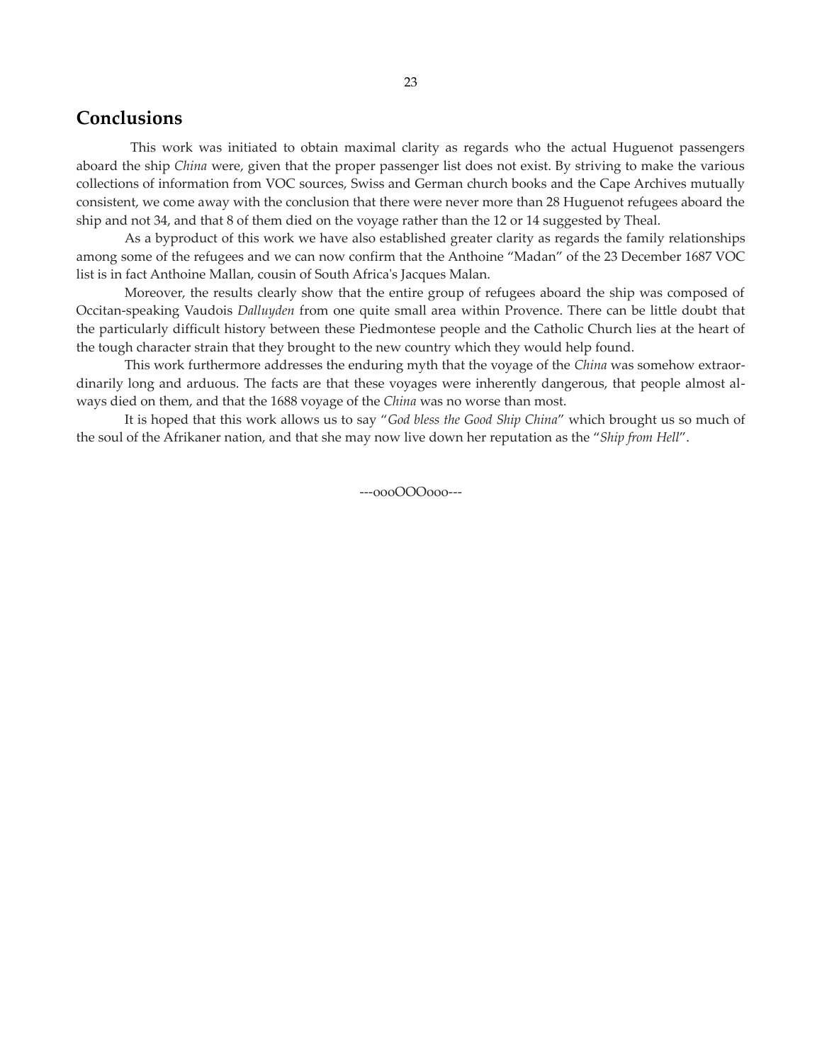## Conclusions

This work was initiated to obtain maximal clarity as regards who the actual Huguenot passengers aboard the ship *China* were, given that the proper passenger list does not exist. By striving to make the various collections of information from VOC sources, Swiss and German church books and the Cape Archives mutually consistent, we come away with the conclusion that there were never more than 28 Huguenot refugees aboard the ship and not 34, and that 8 of them died on the voyage rather than the 12 or 14 suggested by Theal.

As a byproduct of this work we have also established greater clarity as regards the family relationships among some of the refugees and we can now confirm that the Anthoine "Madan" of the 23 December 1687 VOC list is in fact Anthoine Mallan, cousin of South Africa's Jacques Malan.

Moreover, the results clearly show that the entire group of refugees aboard the ship was composed of Occitan-speaking Vaudois *Dalluyden* from one quite small area within Provence. There can be little doubt that the particularly difficult history between these Piedmontese people and the Catholic Church lies at the heart of the tough character strain that they brought to the new country which they would help found.

This work furthermore addresses the enduring myth that the voyage of the *China* was somehow extraordinarily long and arduous. The facts are that these voyages were inherently dangerous, that people almost always died on them, and that the 1688 voyage of the *China* was no worse than most.

It is hoped that this work allows us to say "*God bless the Good Ship China*" which brought us so much of the soul of the Afrikaner nation, and that she may now live down her reputation as the "*Ship from Hell*".

---oooOOOooo---